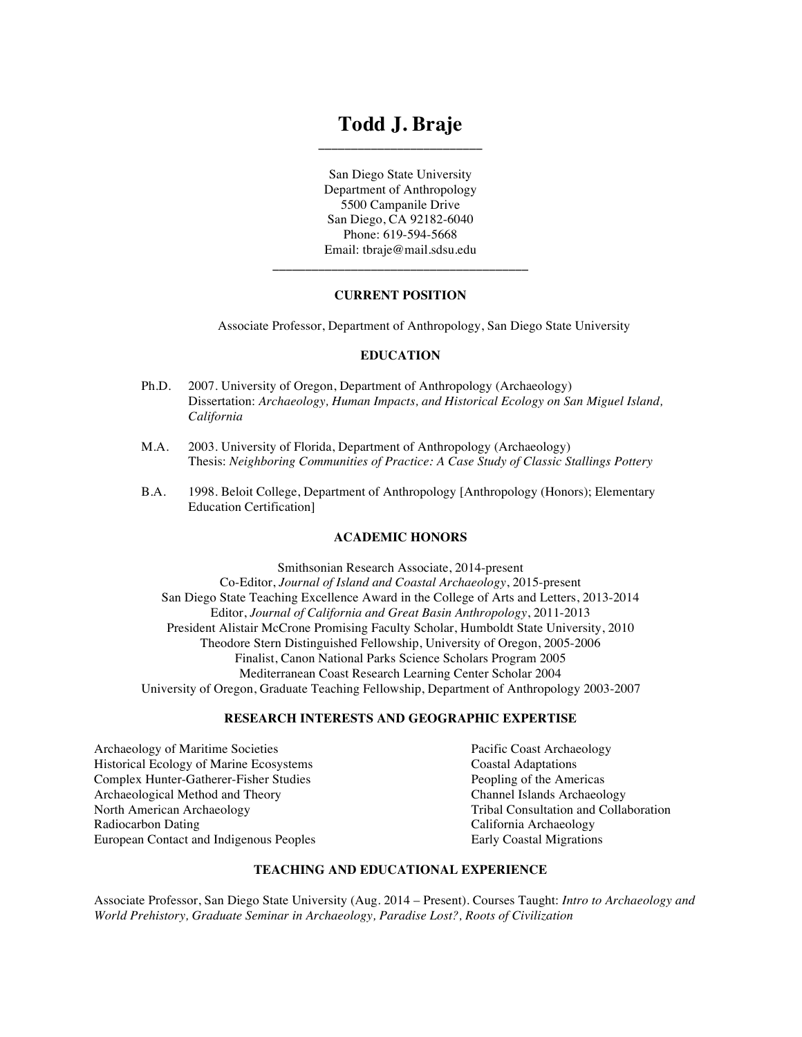# Todd J. Braje

San Diego State University
Department of Anthropology
5500 Campanile Drive
San Diego, CA 92182-6040
Phone: 619-594-5668
Email: tbraje@mail.sdsu.edu

---

## CURRENT POSITION

Associate Professor, Department of Anthropology, San Diego State University

## EDUCATION

Ph.D. 2007. University of Oregon, Department of Anthropology (Archaeology)
Dissertation: *Archaeology, Human Impacts, and Historical Ecology on San Miguel Island, California*

M.A. 2003. University of Florida, Department of Anthropology (Archaeology)
Thesis: *Neighboring Communities of Practice: A Case Study of Classic Stallings Pottery*

B.A. 1998. Beloit College, Department of Anthropology [Anthropology (Honors); Elementary Education Certification]

## ACADEMIC HONORS

Smithsonian Research Associate, 2014-present
Co-Editor, *Journal of Island and Coastal Archaeology*, 2015-present
San Diego State Teaching Excellence Award in the College of Arts and Letters, 2013-2014
Editor, *Journal of California and Great Basin Anthropology*, 2011-2013
President Alistair McCrone Promising Faculty Scholar, Humboldt State University, 2010
Theodore Stern Distinguished Fellowship, University of Oregon, 2005-2006
Finalist, Canon National Parks Science Scholars Program 2005
Mediterranean Coast Research Learning Center Scholar 2004
University of Oregon, Graduate Teaching Fellowship, Department of Anthropology 2003-2007

## RESEARCH INTERESTS AND GEOGRAPHIC EXPERTISE

Archaeology of Maritime Societies
Historical Ecology of Marine Ecosystems
Complex Hunter-Gatherer-Fisher Studies
Archaeological Method and Theory
North American Archaeology
Radiocarbon Dating
European Contact and Indigenous Peoples
Pacific Coast Archaeology
Coastal Adaptations
Peopling of the Americas
Channel Islands Archaeology
Tribal Consultation and Collaboration
California Archaeology
Early Coastal Migrations

## TEACHING AND EDUCATIONAL EXPERIENCE

Associate Professor, San Diego State University (Aug. 2014 – Present). Courses Taught: *Intro to Archaeology and World Prehistory, Graduate Seminar in Archaeology, Paradise Lost?, Roots of Civilization*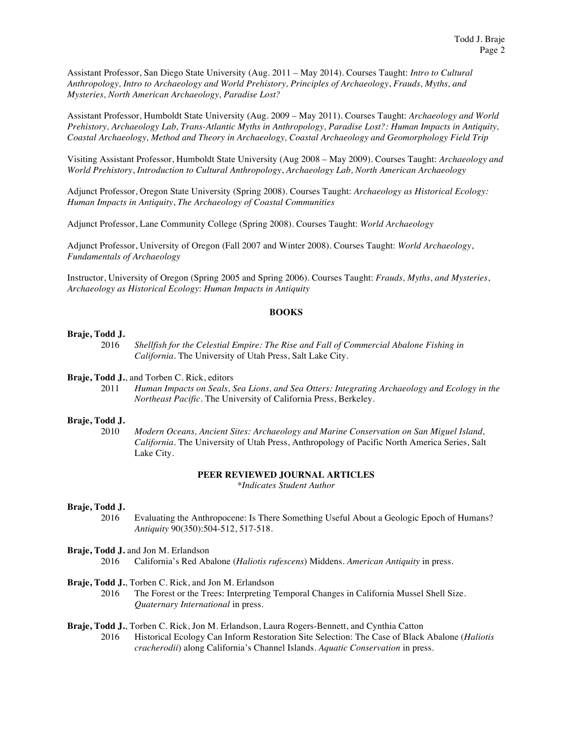Assistant Professor, San Diego State University (Aug. 2011 – May 2014). Courses Taught: *Intro to Cultural Anthropology, Intro to Archaeology and World Prehistory, Principles of Archaeology*, *Frauds, Myths, and Mysteries, North American Archaeology, Paradise Lost?*

Assistant Professor, Humboldt State University (Aug. 2009 – May 2011). Courses Taught: *Archaeology and World Prehistory, Archaeology Lab, Trans-Atlantic Myths in Anthropology, Paradise Lost?: Human Impacts in Antiquity, Coastal Archaeology, Method and Theory in Archaeology, Coastal Archaeology and Geomorphology Field Trip*

Visiting Assistant Professor, Humboldt State University (Aug 2008 – May 2009). Courses Taught: *Archaeology and World Prehistory*, *Introduction to Cultural Anthropology*, *Archaeology Lab, North American Archaeology*

Adjunct Professor, Oregon State University (Spring 2008). Courses Taught: *Archaeology as Historical Ecology: Human Impacts in Antiquity*, *The Archaeology of Coastal Communities*

Adjunct Professor, Lane Community College (Spring 2008). Courses Taught: *World Archaeology*

Adjunct Professor, University of Oregon (Fall 2007 and Winter 2008). Courses Taught: *World Archaeology*, *Fundamentals of Archaeology*

Instructor, University of Oregon (Spring 2005 and Spring 2006). Courses Taught: *Frauds, Myths, and Mysteries*, *Archaeology as Historical Ecology*: *Human Impacts in Antiquity*

## BOOKS

**Braje, Todd J.**

2016 *Shellfish for the Celestial Empire: The Rise and Fall of Commercial Abalone Fishing in California*. The University of Utah Press, Salt Lake City.

**Braje, Todd J.**, and Torben C. Rick, editors

2011 *Human Impacts on Seals, Sea Lions, and Sea Otters: Integrating Archaeology and Ecology in the Northeast Pacific*. The University of California Press, Berkeley.

**Braje, Todd J.**

2010 *Modern Oceans, Ancient Sites: Archaeology and Marine Conservation on San Miguel Island, California*. The University of Utah Press, Anthropology of Pacific North America Series, Salt Lake City.

## PEER REVIEWED JOURNAL ARTICLES

*\*Indicates Student Author*

**Braje, Todd J.**

2016 Evaluating the Anthropocene: Is There Something Useful About a Geologic Epoch of Humans? *Antiquity* 90(350):504-512, 517-518.

**Braje, Todd J.** and Jon M. Erlandson

2016 California's Red Abalone (*Haliotis rufescens*) Middens. *American Antiquity* in press.

**Braje, Todd J.**, Torben C. Rick, and Jon M. Erlandson

2016 The Forest or the Trees: Interpreting Temporal Changes in California Mussel Shell Size. *Quaternary International* in press.

**Braje, Todd J.**, Torben C. Rick, Jon M. Erlandson, Laura Rogers-Bennett, and Cynthia Catton

2016 Historical Ecology Can Inform Restoration Site Selection: The Case of Black Abalone (*Haliotis cracherodii*) along California's Channel Islands. *Aquatic Conservation* in press.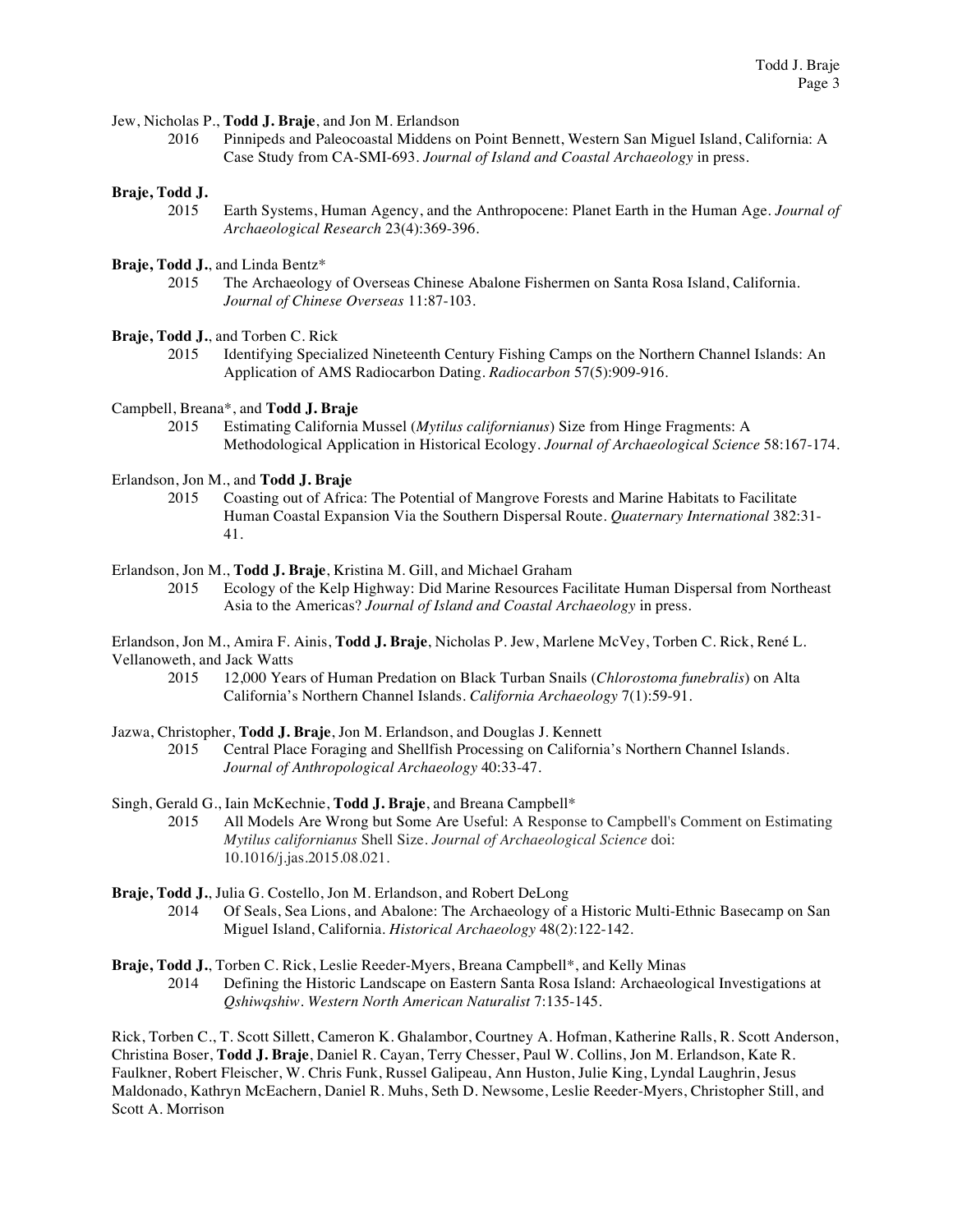Jew, Nicholas P., **Todd J. Braje**, and Jon M. Erlandson

2016 Pinnipeds and Paleocoastal Middens on Point Bennett, Western San Miguel Island, California: A Case Study from CA-SMI-693. *Journal of Island and Coastal Archaeology* in press.

**Braje, Todd J.**

2015 Earth Systems, Human Agency, and the Anthropocene: Planet Earth in the Human Age. *Journal of Archaeological Research* 23(4):369-396.

**Braje, Todd J.**, and Linda Bentz*

2015 The Archaeology of Overseas Chinese Abalone Fishermen on Santa Rosa Island, California. *Journal of Chinese Overseas* 11:87-103.

**Braje, Todd J.**, and Torben C. Rick

2015 Identifying Specialized Nineteenth Century Fishing Camps on the Northern Channel Islands: An Application of AMS Radiocarbon Dating. *Radiocarbon* 57(5):909-916.

Campbell, Breana*, and **Todd J. Braje**

2015 Estimating California Mussel (*Mytilus californianus*) Size from Hinge Fragments: A Methodological Application in Historical Ecology. *Journal of Archaeological Science* 58:167-174.

Erlandson, Jon M., and **Todd J. Braje**

2015 Coasting out of Africa: The Potential of Mangrove Forests and Marine Habitats to Facilitate Human Coastal Expansion Via the Southern Dispersal Route. *Quaternary International* 382:31-41.

Erlandson, Jon M., **Todd J. Braje**, Kristina M. Gill, and Michael Graham

2015 Ecology of the Kelp Highway: Did Marine Resources Facilitate Human Dispersal from Northeast Asia to the Americas? *Journal of Island and Coastal Archaeology* in press.

Erlandson, Jon M., Amira F. Ainis, **Todd J. Braje**, Nicholas P. Jew, Marlene McVey, Torben C. Rick, René L. Vellanoweth, and Jack Watts

2015 12,000 Years of Human Predation on Black Turban Snails (*Chlorostoma funebralis*) on Alta California's Northern Channel Islands. *California Archaeology* 7(1):59-91.

Jazwa, Christopher, **Todd J. Braje**, Jon M. Erlandson, and Douglas J. Kennett

2015 Central Place Foraging and Shellfish Processing on California's Northern Channel Islands. *Journal of Anthropological Archaeology* 40:33-47.

Singh, Gerald G., Iain McKechnie, **Todd J. Braje**, and Breana Campbell*

2015 All Models Are Wrong but Some Are Useful: A Response to Campbell's Comment on Estimating *Mytilus californianus* Shell Size. *Journal of Archaeological Science* doi: 10.1016/j.jas.2015.08.021.

**Braje, Todd J.**, Julia G. Costello, Jon M. Erlandson, and Robert DeLong

2014 Of Seals, Sea Lions, and Abalone: The Archaeology of a Historic Multi-Ethnic Basecamp on San Miguel Island, California. *Historical Archaeology* 48(2):122-142.

**Braje, Todd J.**, Torben C. Rick, Leslie Reeder-Myers, Breana Campbell*, and Kelly Minas

2014 Defining the Historic Landscape on Eastern Santa Rosa Island: Archaeological Investigations at *Qshiwqshiw*. *Western North American Naturalist* 7:135-145.

Rick, Torben C., T. Scott Sillett, Cameron K. Ghalambor, Courtney A. Hofman, Katherine Ralls, R. Scott Anderson, Christina Boser, **Todd J. Braje**, Daniel R. Cayan, Terry Chesser, Paul W. Collins, Jon M. Erlandson, Kate R. Faulkner, Robert Fleischer, W. Chris Funk, Russel Galipeau, Ann Huston, Julie King, Lyndal Laughrin, Jesus Maldonado, Kathryn McEachern, Daniel R. Muhs, Seth D. Newsome, Leslie Reeder-Myers, Christopher Still, and Scott A. Morrison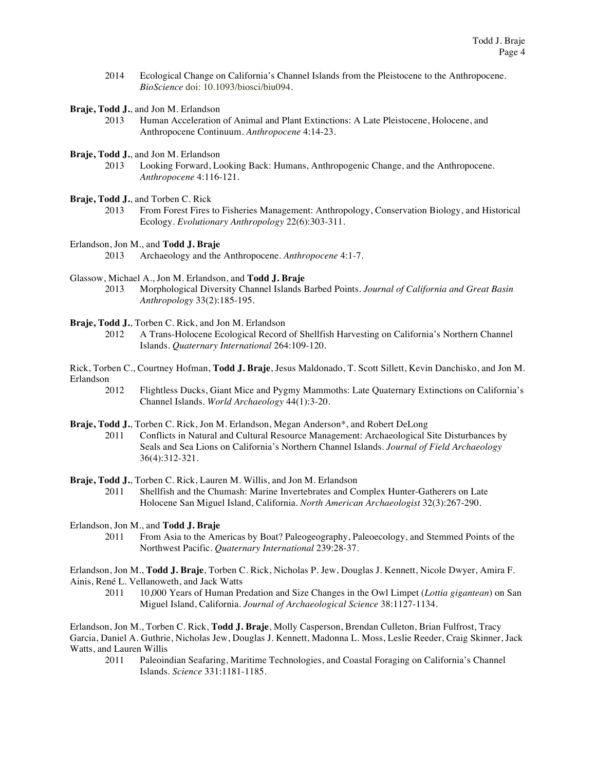2014 Ecological Change on California's Channel Islands from the Pleistocene to the Anthropocene. *BioScience* doi: 10.1093/biosci/biu094.

**Braje, Todd J.**, and Jon M. Erlandson

2013 Human Acceleration of Animal and Plant Extinctions: A Late Pleistocene, Holocene, and Anthropocene Continuum. *Anthropocene* 4:14-23.

**Braje, Todd J.**, and Jon M. Erlandson

2013 Looking Forward, Looking Back: Humans, Anthropogenic Change, and the Anthropocene. *Anthropocene* 4:116-121.

**Braje, Todd J.**, and Torben C. Rick

2013 From Forest Fires to Fisheries Management: Anthropology, Conservation Biology, and Historical Ecology. *Evolutionary Anthropology* 22(6):303-311.

Erlandson, Jon M., and **Todd J. Braje**

2013 Archaeology and the Anthropocene. *Anthropocene* 4:1-7.

Glassow, Michael A., Jon M. Erlandson, and **Todd J. Braje**

2013 Morphological Diversity Channel Islands Barbed Points. *Journal of California and Great Basin Anthropology* 33(2):185-195.

**Braje, Todd J.**, Torben C. Rick, and Jon M. Erlandson

2012 A Trans-Holocene Ecological Record of Shellfish Harvesting on California's Northern Channel Islands. *Quaternary International* 264:109-120.

Rick, Torben C., Courtney Hofman, **Todd J. Braje**, Jesus Maldonado, T. Scott Sillett, Kevin Danchisko, and Jon M. Erlandson

2012 Flightless Ducks, Giant Mice and Pygmy Mammoths: Late Quaternary Extinctions on California's Channel Islands. *World Archaeology* 44(1):3-20.

**Braje, Todd J.**, Torben C. Rick, Jon M. Erlandson, Megan Anderson*, and Robert DeLong

2011 Conflicts in Natural and Cultural Resource Management: Archaeological Site Disturbances by Seals and Sea Lions on California's Northern Channel Islands. *Journal of Field Archaeology* 36(4):312-321.

**Braje, Todd J.**, Torben C. Rick, Lauren M. Willis, and Jon M. Erlandson

2011 Shellfish and the Chumash: Marine Invertebrates and Complex Hunter-Gatherers on Late Holocene San Miguel Island, California. *North American Archaeologist* 32(3):267-290.

Erlandson, Jon M., and **Todd J. Braje**

2011 From Asia to the Americas by Boat? Paleogeography, Paleoecology, and Stemmed Points of the Northwest Pacific. *Quaternary International* 239:28-37.

Erlandson, Jon M., **Todd J. Braje**, Torben C. Rick, Nicholas P. Jew, Douglas J. Kennett, Nicole Dwyer, Amira F. Ainis, René L. Vellanoweth, and Jack Watts

2011 10,000 Years of Human Predation and Size Changes in the Owl Limpet (*Lottia gigantean*) on San Miguel Island, California. *Journal of Archaeological Science* 38:1127-1134.

Erlandson, Jon M., Torben C. Rick, **Todd J. Braje**, Molly Casperson, Brendan Culleton, Brian Fulfrost, Tracy Garcia, Daniel A. Guthrie, Nicholas Jew, Douglas J. Kennett, Madonna L. Moss, Leslie Reeder, Craig Skinner, Jack Watts, and Lauren Willis

2011 Paleoindian Seafaring, Maritime Technologies, and Coastal Foraging on California's Channel Islands. *Science* 331:1181-1185.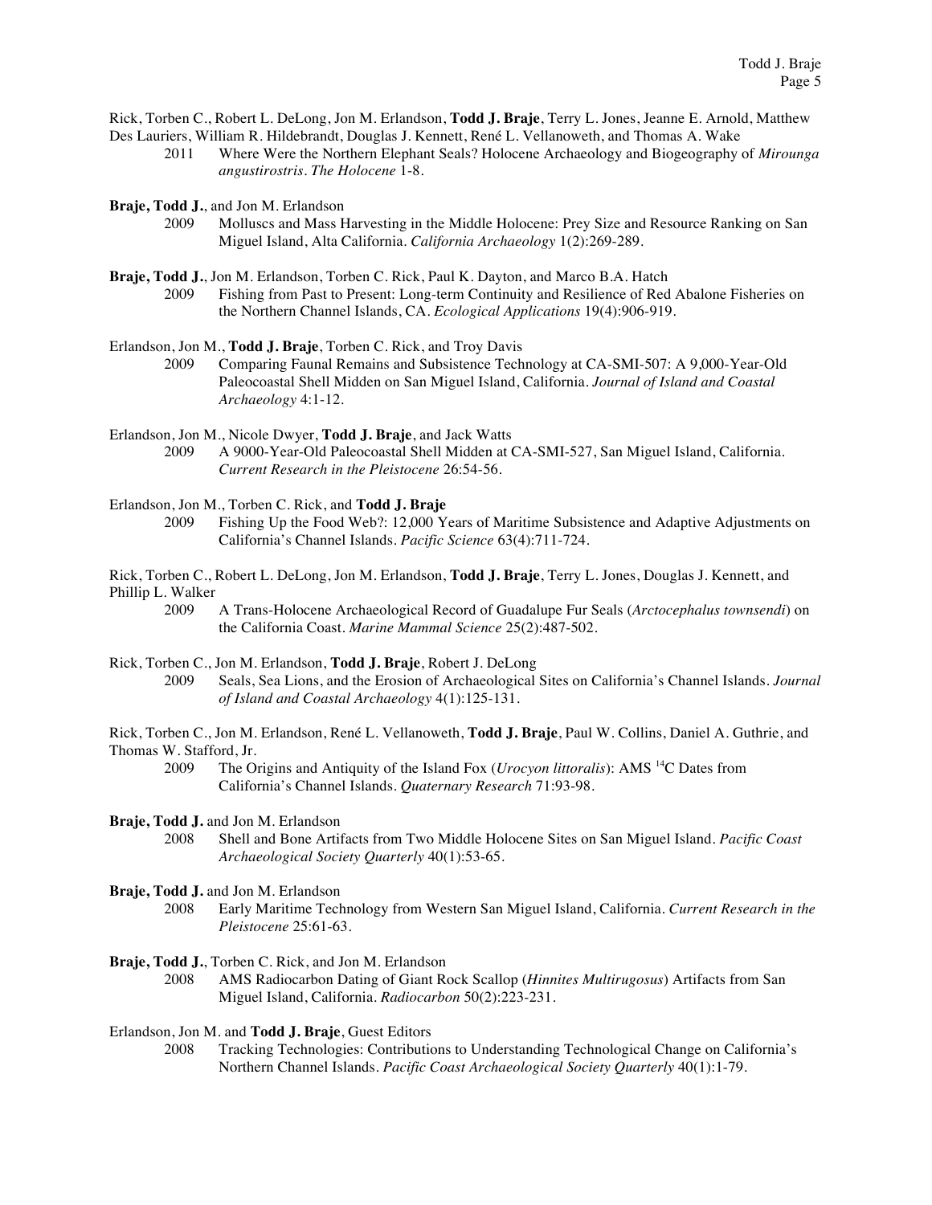Rick, Torben C., Robert L. DeLong, Jon M. Erlandson, **Todd J. Braje**, Terry L. Jones, Jeanne E. Arnold, Matthew Des Lauriers, William R. Hildebrandt, Douglas J. Kennett, René L. Vellanoweth, and Thomas A. Wake

2011 Where Were the Northern Elephant Seals? Holocene Archaeology and Biogeography of *Mirounga angustirostris*. *The Holocene* 1-8.

**Braje, Todd J.**, and Jon M. Erlandson

2009 Molluscs and Mass Harvesting in the Middle Holocene: Prey Size and Resource Ranking on San Miguel Island, Alta California. *California Archaeology* 1(2):269-289.

**Braje, Todd J.**, Jon M. Erlandson, Torben C. Rick, Paul K. Dayton, and Marco B.A. Hatch

2009 Fishing from Past to Present: Long-term Continuity and Resilience of Red Abalone Fisheries on the Northern Channel Islands, CA. *Ecological Applications* 19(4):906-919.

Erlandson, Jon M., **Todd J. Braje**, Torben C. Rick, and Troy Davis

2009 Comparing Faunal Remains and Subsistence Technology at CA-SMI-507: A 9,000-Year-Old Paleocoastal Shell Midden on San Miguel Island, California. *Journal of Island and Coastal Archaeology* 4:1-12.

Erlandson, Jon M., Nicole Dwyer, **Todd J. Braje**, and Jack Watts

2009 A 9000-Year-Old Paleocoastal Shell Midden at CA-SMI-527, San Miguel Island, California. *Current Research in the Pleistocene* 26:54-56.

Erlandson, Jon M., Torben C. Rick, and **Todd J. Braje**

2009 Fishing Up the Food Web?: 12,000 Years of Maritime Subsistence and Adaptive Adjustments on California's Channel Islands. *Pacific Science* 63(4):711-724.

Rick, Torben C., Robert L. DeLong, Jon M. Erlandson, **Todd J. Braje**, Terry L. Jones, Douglas J. Kennett, and Phillip L. Walker

2009 A Trans-Holocene Archaeological Record of Guadalupe Fur Seals (*Arctocephalus townsendi*) on the California Coast. *Marine Mammal Science* 25(2):487-502.

Rick, Torben C., Jon M. Erlandson, **Todd J. Braje**, Robert J. DeLong

2009 Seals, Sea Lions, and the Erosion of Archaeological Sites on California's Channel Islands. *Journal of Island and Coastal Archaeology* 4(1):125-131.

Rick, Torben C., Jon M. Erlandson, René L. Vellanoweth, **Todd J. Braje**, Paul W. Collins, Daniel A. Guthrie, and Thomas W. Stafford, Jr.

2009 The Origins and Antiquity of the Island Fox (*Urocyon littoralis*): AMS $^{14}$C Dates from California's Channel Islands. *Quaternary Research* 71:93-98.

**Braje, Todd J.** and Jon M. Erlandson

2008 Shell and Bone Artifacts from Two Middle Holocene Sites on San Miguel Island. *Pacific Coast Archaeological Society Quarterly* 40(1):53-65.

**Braje, Todd J.** and Jon M. Erlandson

2008 Early Maritime Technology from Western San Miguel Island, California. *Current Research in the Pleistocene* 25:61-63.

**Braje, Todd J.**, Torben C. Rick, and Jon M. Erlandson

2008 AMS Radiocarbon Dating of Giant Rock Scallop (*Hinnites Multirugosus*) Artifacts from San Miguel Island, California. *Radiocarbon* 50(2):223-231.

Erlandson, Jon M. and **Todd J. Braje**, Guest Editors

2008 Tracking Technologies: Contributions to Understanding Technological Change on California's Northern Channel Islands. *Pacific Coast Archaeological Society Quarterly* 40(1):1-79.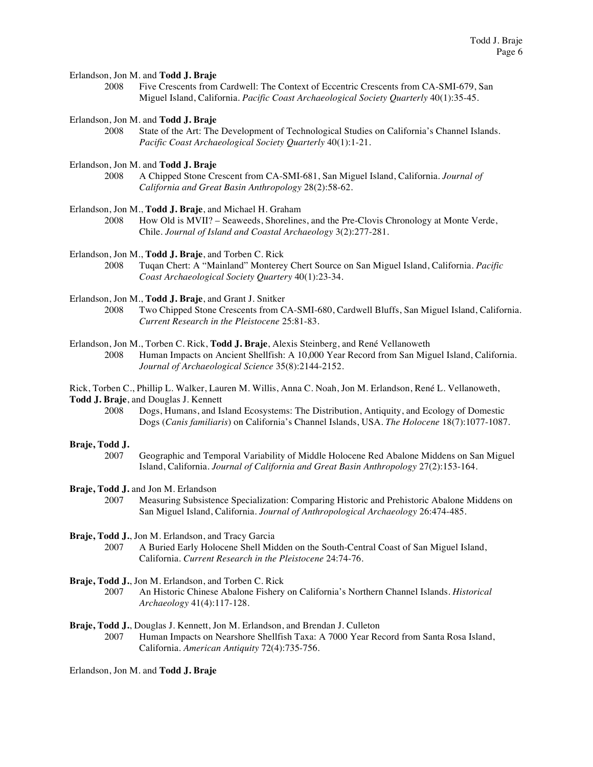Erlandson, Jon M. and **Todd J. Braje**

2008 Five Crescents from Cardwell: The Context of Eccentric Crescents from CA-SMI-679, San Miguel Island, California. *Pacific Coast Archaeological Society Quarterly* 40(1):35-45.

Erlandson, Jon M. and **Todd J. Braje**

2008 State of the Art: The Development of Technological Studies on California's Channel Islands. *Pacific Coast Archaeological Society Quarterly* 40(1):1-21.

Erlandson, Jon M. and **Todd J. Braje**

2008 A Chipped Stone Crescent from CA-SMI-681, San Miguel Island, California. *Journal of California and Great Basin Anthropology* 28(2):58-62.

Erlandson, Jon M., **Todd J. Braje**, and Michael H. Graham

2008 How Old is MVII? – Seaweeds, Shorelines, and the Pre-Clovis Chronology at Monte Verde, Chile. *Journal of Island and Coastal Archaeology* 3(2):277-281.

Erlandson, Jon M., **Todd J. Braje**, and Torben C. Rick

2008 Tuqan Chert: A "Mainland" Monterey Chert Source on San Miguel Island, California. *Pacific Coast Archaeological Society Quarterly* 40(1):23-34.

Erlandson, Jon M., **Todd J. Braje**, and Grant J. Snitker

2008 Two Chipped Stone Crescents from CA-SMI-680, Cardwell Bluffs, San Miguel Island, California. *Current Research in the Pleistocene* 25:81-83.

Erlandson, Jon M., Torben C. Rick, **Todd J. Braje**, Alexis Steinberg, and René Vellanoweth

2008 Human Impacts on Ancient Shellfish: A 10,000 Year Record from San Miguel Island, California. *Journal of Archaeological Science* 35(8):2144-2152.

Rick, Torben C., Phillip L. Walker, Lauren M. Willis, Anna C. Noah, Jon M. Erlandson, René L. Vellanoweth, **Todd J. Braje**, and Douglas J. Kennett

2008 Dogs, Humans, and Island Ecosystems: The Distribution, Antiquity, and Ecology of Domestic Dogs (*Canis familiaris*) on California's Channel Islands, USA. *The Holocene* 18(7):1077-1087.

**Braje, Todd J.**

2007 Geographic and Temporal Variability of Middle Holocene Red Abalone Middens on San Miguel Island, California. *Journal of California and Great Basin Anthropology* 27(2):153-164.

**Braje, Todd J.** and Jon M. Erlandson

2007 Measuring Subsistence Specialization: Comparing Historic and Prehistoric Abalone Middens on San Miguel Island, California. *Journal of Anthropological Archaeology* 26:474-485.

**Braje, Todd J.**, Jon M. Erlandson, and Tracy Garcia

2007 A Buried Early Holocene Shell Midden on the South-Central Coast of San Miguel Island, California. *Current Research in the Pleistocene* 24:74-76.

**Braje, Todd J.**, Jon M. Erlandson, and Torben C. Rick

2007 An Historic Chinese Abalone Fishery on California's Northern Channel Islands. *Historical Archaeology* 41(4):117-128.

**Braje, Todd J.**, Douglas J. Kennett, Jon M. Erlandson, and Brendan J. Culleton

2007 Human Impacts on Nearshore Shellfish Taxa: A 7000 Year Record from Santa Rosa Island, California. *American Antiquity* 72(4):735-756.

Erlandson, Jon M. and **Todd J. Braje**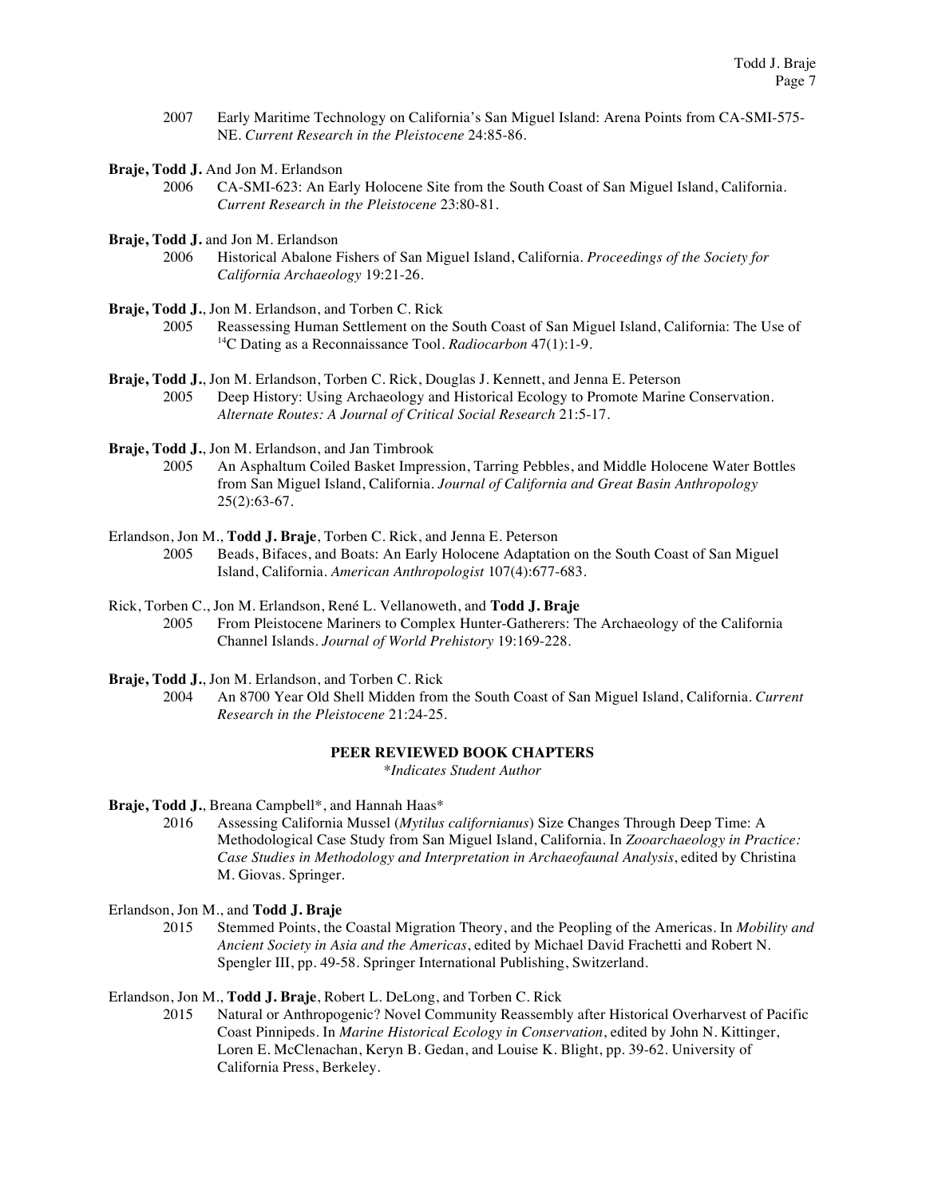2007 Early Maritime Technology on California's San Miguel Island: Arena Points from CA-SMI-575-NE. *Current Research in the Pleistocene* 24:85-86.

**Braje, Todd J.** And Jon M. Erlandson

2006 CA-SMI-623: An Early Holocene Site from the South Coast of San Miguel Island, California. *Current Research in the Pleistocene* 23:80-81.

**Braje, Todd J.** and Jon M. Erlandson

2006 Historical Abalone Fishers of San Miguel Island, California. *Proceedings of the Society for California Archaeology* 19:21-26.

**Braje, Todd J.**, Jon M. Erlandson, and Torben C. Rick

2005 Reassessing Human Settlement on the South Coast of San Miguel Island, California: The Use of $^{14}$C Dating as a Reconnaissance Tool. *Radiocarbon* 47(1):1-9.

**Braje, Todd J.**, Jon M. Erlandson, Torben C. Rick, Douglas J. Kennett, and Jenna E. Peterson

2005 Deep History: Using Archaeology and Historical Ecology to Promote Marine Conservation. *Alternate Routes: A Journal of Critical Social Research* 21:5-17.

**Braje, Todd J.**, Jon M. Erlandson, and Jan Timbrook

2005 An Asphaltum Coiled Basket Impression, Tarring Pebbles, and Middle Holocene Water Bottles from San Miguel Island, California. *Journal of California and Great Basin Anthropology* 25(2):63-67.

Erlandson, Jon M., **Todd J. Braje**, Torben C. Rick, and Jenna E. Peterson

2005 Beads, Bifaces, and Boats: An Early Holocene Adaptation on the South Coast of San Miguel Island, California. *American Anthropologist* 107(4):677-683.

Rick, Torben C., Jon M. Erlandson, René L. Vellanoweth, and **Todd J. Braje**

2005 From Pleistocene Mariners to Complex Hunter-Gatherers: The Archaeology of the California Channel Islands. *Journal of World Prehistory* 19:169-228.

**Braje, Todd J.**, Jon M. Erlandson, and Torben C. Rick

2004 An 8700 Year Old Shell Midden from the South Coast of San Miguel Island, California. *Current Research in the Pleistocene* 21:24-25.

## PEER REVIEWED BOOK CHAPTERS

*\*Indicates Student Author*

**Braje, Todd J.**, Breana Campbell*, and Hannah Haas*

2016 Assessing California Mussel (*Mytilus californianus*) Size Changes Through Deep Time: A Methodological Case Study from San Miguel Island, California. In *Zooarchaeology in Practice: Case Studies in Methodology and Interpretation in Archaeofaunal Analysis*, edited by Christina M. Giovas. Springer.

Erlandson, Jon M., and **Todd J. Braje**

2015 Stemmed Points, the Coastal Migration Theory, and the Peopling of the Americas. In *Mobility and Ancient Society in Asia and the Americas*, edited by Michael David Frachetti and Robert N. Spengler III, pp. 49-58. Springer International Publishing, Switzerland.

Erlandson, Jon M., **Todd J. Braje**, Robert L. DeLong, and Torben C. Rick

2015 Natural or Anthropogenic? Novel Community Reassembly after Historical Overharvest of Pacific Coast Pinnipeds. In *Marine Historical Ecology in Conservation*, edited by John N. Kittinger, Loren E. McClenachan, Keryn B. Gedan, and Louise K. Blight, pp. 39-62. University of California Press, Berkeley.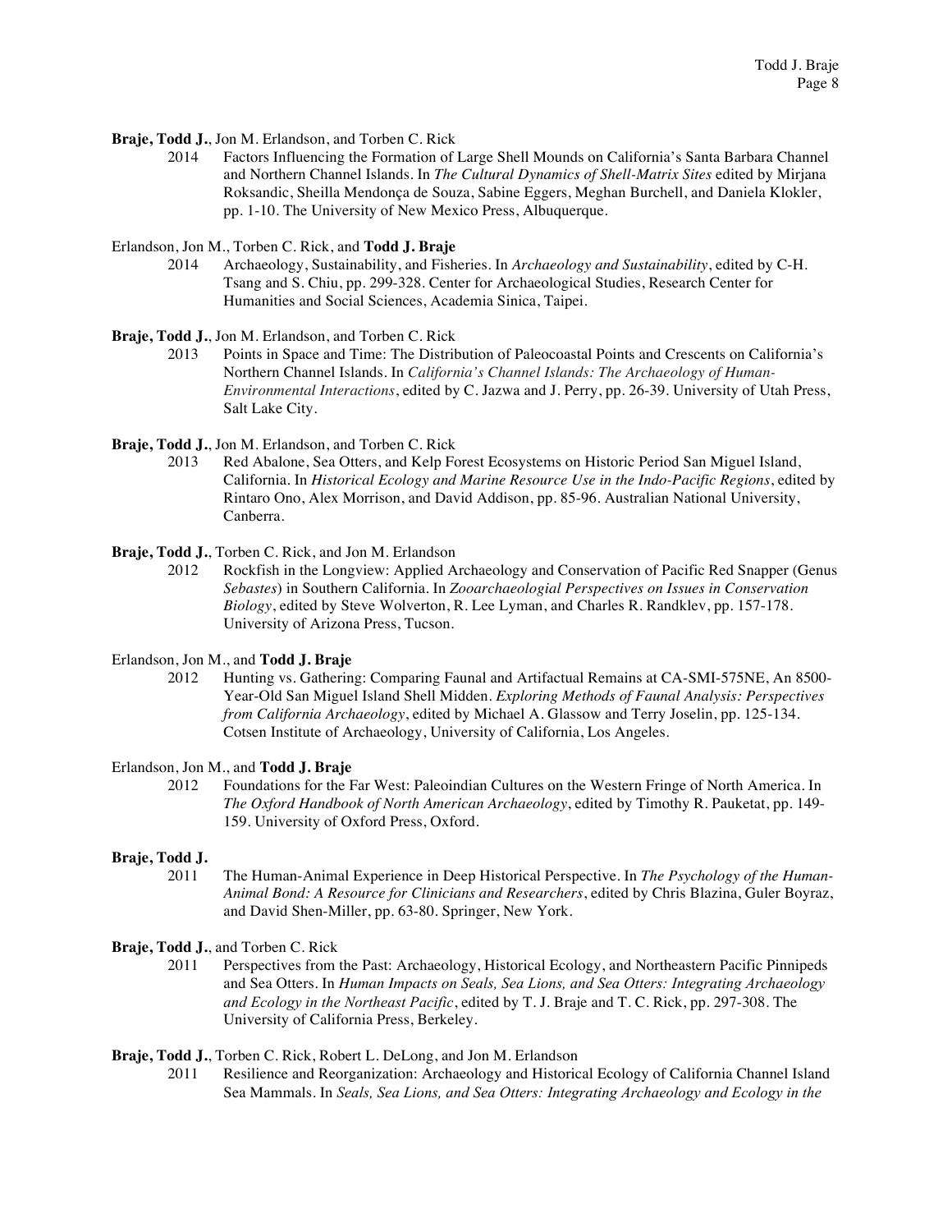**Braje, Todd J.**, Jon M. Erlandson, and Torben C. Rick

2014 Factors Influencing the Formation of Large Shell Mounds on California's Santa Barbara Channel and Northern Channel Islands. In *The Cultural Dynamics of Shell-Matrix Sites* edited by Mirjana Roksandic, Sheilla Mendonça de Souza, Sabine Eggers, Meghan Burchell, and Daniela Klokler, pp. 1-10. The University of New Mexico Press, Albuquerque.

Erlandson, Jon M., Torben C. Rick, and **Todd J. Braje**

2014 Archaeology, Sustainability, and Fisheries. In *Archaeology and Sustainability*, edited by C-H. Tsang and S. Chiu, pp. 299-328. Center for Archaeological Studies, Research Center for Humanities and Social Sciences, Academia Sinica, Taipei.

**Braje, Todd J.**, Jon M. Erlandson, and Torben C. Rick

2013 Points in Space and Time: The Distribution of Paleocoastal Points and Crescents on California's Northern Channel Islands. In *California's Channel Islands: The Archaeology of Human-Environmental Interactions*, edited by C. Jazwa and J. Perry, pp. 26-39. University of Utah Press, Salt Lake City.

**Braje, Todd J.**, Jon M. Erlandson, and Torben C. Rick

2013 Red Abalone, Sea Otters, and Kelp Forest Ecosystems on Historic Period San Miguel Island, California. In *Historical Ecology and Marine Resource Use in the Indo-Pacific Regions*, edited by Rintaro Ono, Alex Morrison, and David Addison, pp. 85-96. Australian National University, Canberra.

**Braje, Todd J.**, Torben C. Rick, and Jon M. Erlandson

2012 Rockfish in the Longview: Applied Archaeology and Conservation of Pacific Red Snapper (Genus *Sebastes*) in Southern California. In *Zooarchaeologial Perspectives on Issues in Conservation Biology*, edited by Steve Wolverton, R. Lee Lyman, and Charles R. Randklev, pp. 157-178. University of Arizona Press, Tucson.

Erlandson, Jon M., and **Todd J. Braje**

2012 Hunting vs. Gathering: Comparing Faunal and Artifactual Remains at CA-SMI-575NE, An 8500-Year-Old San Miguel Island Shell Midden. *Exploring Methods of Faunal Analysis: Perspectives from California Archaeology*, edited by Michael A. Glassow and Terry Joselin, pp. 125-134. Cotsen Institute of Archaeology, University of California, Los Angeles.

Erlandson, Jon M., and **Todd J. Braje**

2012 Foundations for the Far West: Paleoindian Cultures on the Western Fringe of North America. In *The Oxford Handbook of North American Archaeology*, edited by Timothy R. Pauketat, pp. 149-159. University of Oxford Press, Oxford.

**Braje, Todd J.**

2011 The Human-Animal Experience in Deep Historical Perspective. In *The Psychology of the Human-Animal Bond: A Resource for Clinicians and Researchers*, edited by Chris Blazina, Guler Boyraz, and David Shen-Miller, pp. 63-80. Springer, New York.

**Braje, Todd J.**, and Torben C. Rick

2011 Perspectives from the Past: Archaeology, Historical Ecology, and Northeastern Pacific Pinnipeds and Sea Otters. In *Human Impacts on Seals, Sea Lions, and Sea Otters: Integrating Archaeology and Ecology in the Northeast Pacific*, edited by T. J. Braje and T. C. Rick, pp. 297-308. The University of California Press, Berkeley.

**Braje, Todd J.**, Torben C. Rick, Robert L. DeLong, and Jon M. Erlandson

2011 Resilience and Reorganization: Archaeology and Historical Ecology of California Channel Island Sea Mammals. In *Seals, Sea Lions, and Sea Otters: Integrating Archaeology and Ecology in the*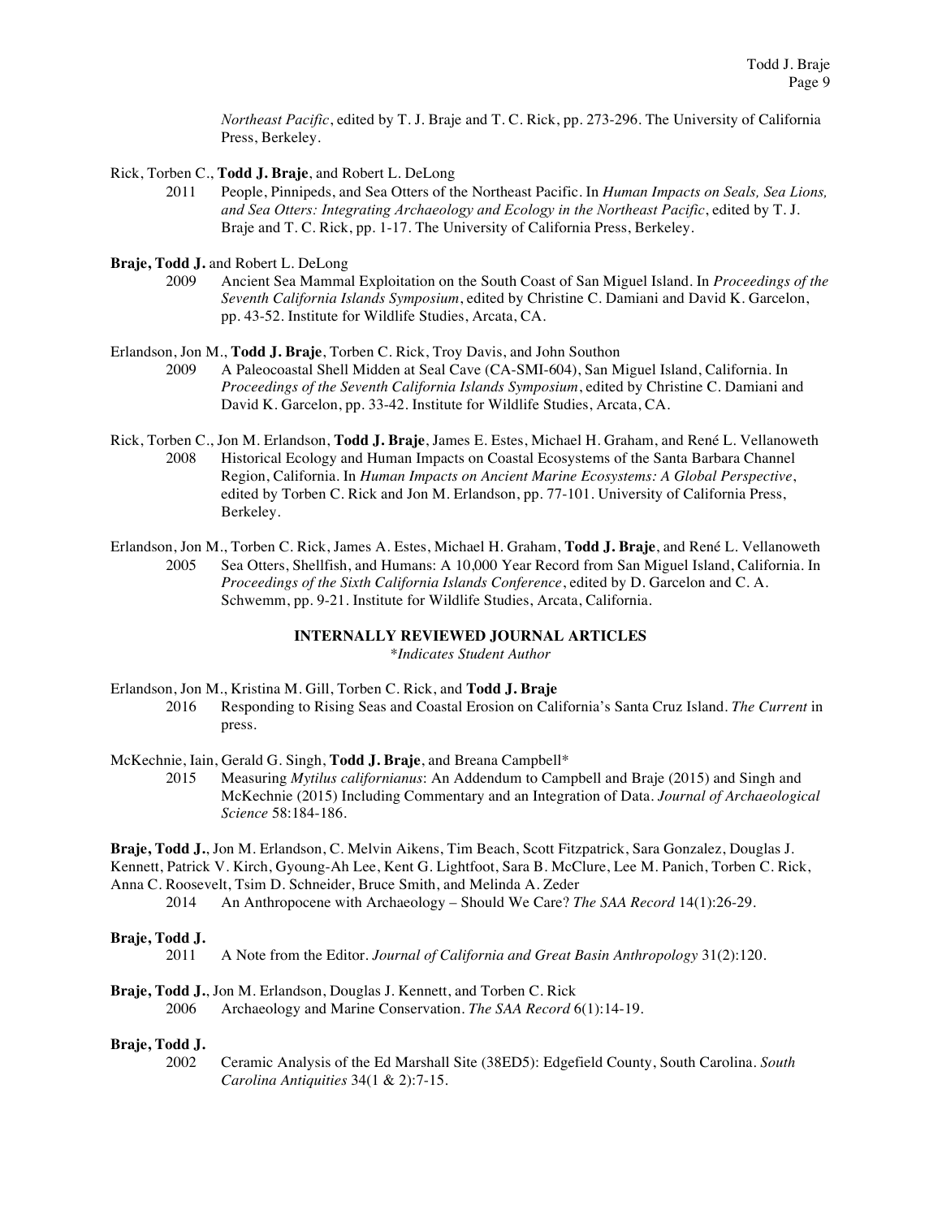*Northeast Pacific*, edited by T. J. Braje and T. C. Rick, pp. 273-296. The University of California Press, Berkeley.

Rick, Torben C., **Todd J. Braje**, and Robert L. DeLong
2011 People, Pinnipeds, and Sea Otters of the Northeast Pacific. In *Human Impacts on Seals, Sea Lions, and Sea Otters: Integrating Archaeology and Ecology in the Northeast Pacific*, edited by T. J. Braje and T. C. Rick, pp. 1-17. The University of California Press, Berkeley.

**Braje, Todd J.** and Robert L. DeLong
2009 Ancient Sea Mammal Exploitation on the South Coast of San Miguel Island. In *Proceedings of the Seventh California Islands Symposium*, edited by Christine C. Damiani and David K. Garcelon, pp. 43-52. Institute for Wildlife Studies, Arcata, CA.

Erlandson, Jon M., **Todd J. Braje**, Torben C. Rick, Troy Davis, and John Southon
2009 A Paleocoastal Shell Midden at Seal Cave (CA-SMI-604), San Miguel Island, California. In *Proceedings of the Seventh California Islands Symposium*, edited by Christine C. Damiani and David K. Garcelon, pp. 33-42. Institute for Wildlife Studies, Arcata, CA.

Rick, Torben C., Jon M. Erlandson, **Todd J. Braje**, James E. Estes, Michael H. Graham, and René L. Vellanoweth
2008 Historical Ecology and Human Impacts on Coastal Ecosystems of the Santa Barbara Channel Region, California. In *Human Impacts on Ancient Marine Ecosystems: A Global Perspective*, edited by Torben C. Rick and Jon M. Erlandson, pp. 77-101. University of California Press, Berkeley.

Erlandson, Jon M., Torben C. Rick, James A. Estes, Michael H. Graham, **Todd J. Braje**, and René L. Vellanoweth
2005 Sea Otters, Shellfish, and Humans: A 10,000 Year Record from San Miguel Island, California. In *Proceedings of the Sixth California Islands Conference*, edited by D. Garcelon and C. A. Schwemm, pp. 9-21. Institute for Wildlife Studies, Arcata, California.

## INTERNALLY REVIEWED JOURNAL ARTICLES

*\*Indicates Student Author*

Erlandson, Jon M., Kristina M. Gill, Torben C. Rick, and **Todd J. Braje**
2016 Responding to Rising Seas and Coastal Erosion on California's Santa Cruz Island. *The Current* in press.

McKechnie, Iain, Gerald G. Singh, **Todd J. Braje**, and Breana Campbell*
2015 Measuring *Mytilus californianus*: An Addendum to Campbell and Braje (2015) and Singh and McKechnie (2015) Including Commentary and an Integration of Data. *Journal of Archaeological Science* 58:184-186.

**Braje, Todd J.**, Jon M. Erlandson, C. Melvin Aikens, Tim Beach, Scott Fitzpatrick, Sara Gonzalez, Douglas J. Kennett, Patrick V. Kirch, Gyoung-Ah Lee, Kent G. Lightfoot, Sara B. McClure, Lee M. Panich, Torben C. Rick, Anna C. Roosevelt, Tsim D. Schneider, Bruce Smith, and Melinda A. Zeder
2014 An Anthropocene with Archaeology – Should We Care? *The SAA Record* 14(1):26-29.

**Braje, Todd J.**
2011 A Note from the Editor. *Journal of California and Great Basin Anthropology* 31(2):120.

**Braje, Todd J.**, Jon M. Erlandson, Douglas J. Kennett, and Torben C. Rick
2006 Archaeology and Marine Conservation. *The SAA Record* 6(1):14-19.

**Braje, Todd J.**
2002 Ceramic Analysis of the Ed Marshall Site (38ED5): Edgefield County, South Carolina. *South Carolina Antiquities* 34(1 & 2):7-15.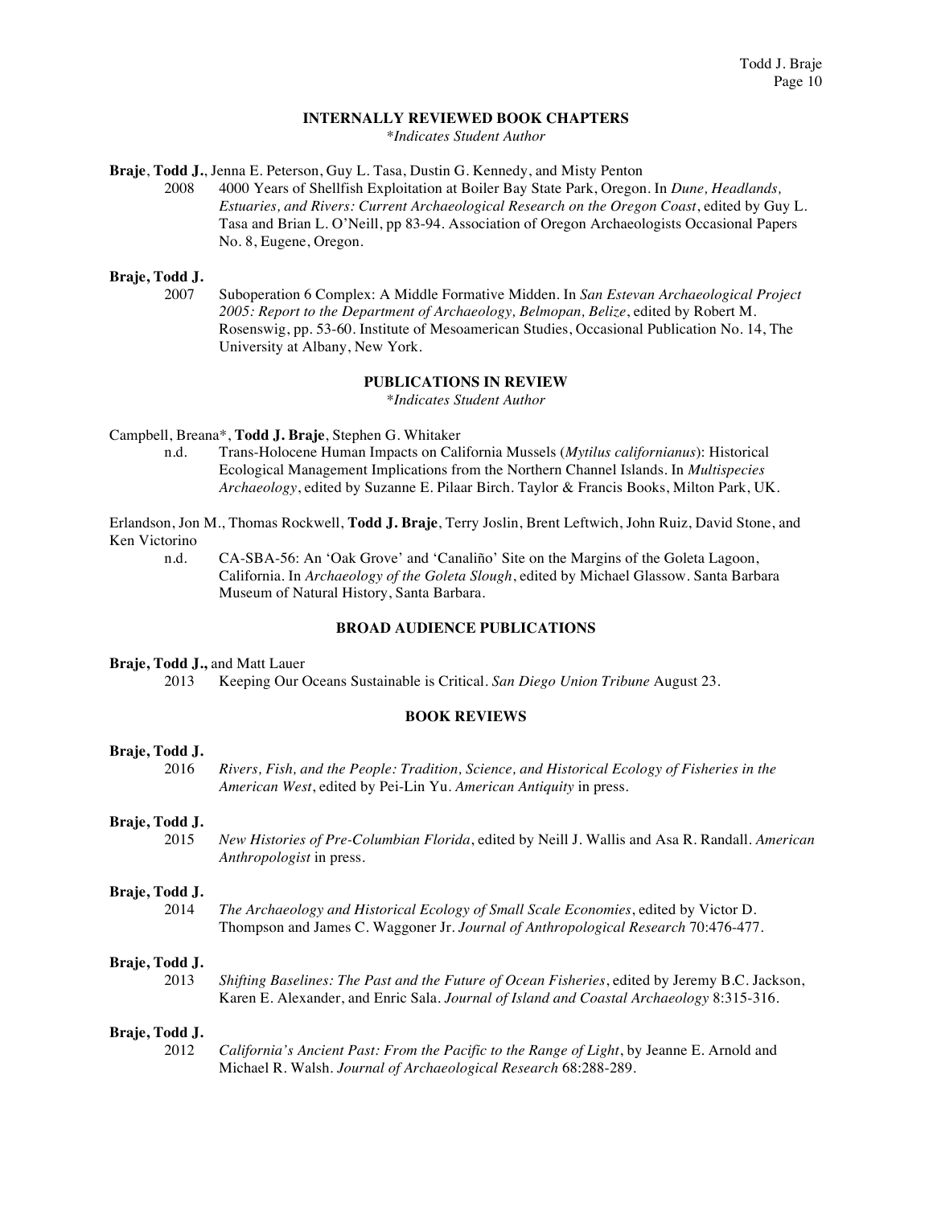## INTERNALLY REVIEWED BOOK CHAPTERS

*\*Indicates Student Author*

**Braje**, **Todd J.**, Jenna E. Peterson, Guy L. Tasa, Dustin G. Kennedy, and Misty Penton

2008 4000 Years of Shellfish Exploitation at Boiler Bay State Park, Oregon. In *Dune, Headlands, Estuaries, and Rivers: Current Archaeological Research on the Oregon Coast*, edited by Guy L. Tasa and Brian L. O'Neill, pp 83-94. Association of Oregon Archaeologists Occasional Papers No. 8, Eugene, Oregon.

**Braje, Todd J.**

2007 Suboperation 6 Complex: A Middle Formative Midden. In *San Estevan Archaeological Project 2005: Report to the Department of Archaeology, Belmopan, Belize*, edited by Robert M. Rosenswig, pp. 53-60. Institute of Mesoamerican Studies, Occasional Publication No. 14, The University at Albany, New York.

## PUBLICATIONS IN REVIEW

*\*Indicates Student Author*

Campbell, Breana*, **Todd J. Braje**, Stephen G. Whitaker

n.d. Trans-Holocene Human Impacts on California Mussels (*Mytilus californianus*): Historical Ecological Management Implications from the Northern Channel Islands. In *Multispecies Archaeology*, edited by Suzanne E. Pilaar Birch. Taylor & Francis Books, Milton Park, UK.

Erlandson, Jon M., Thomas Rockwell, **Todd J. Braje**, Terry Joslin, Brent Leftwich, John Ruiz, David Stone, and Ken Victorino

n.d. CA-SBA-56: An 'Oak Grove' and 'Canaliño' Site on the Margins of the Goleta Lagoon, California. In *Archaeology of the Goleta Slough*, edited by Michael Glassow. Santa Barbara Museum of Natural History, Santa Barbara.

## BROAD AUDIENCE PUBLICATIONS

**Braje, Todd J.,** and Matt Lauer

2013 Keeping Our Oceans Sustainable is Critical. *San Diego Union Tribune* August 23.

## BOOK REVIEWS

**Braje, Todd J.**

2016 *Rivers, Fish, and the People: Tradition, Science, and Historical Ecology of Fisheries in the American West*, edited by Pei-Lin Yu. *American Antiquity* in press.

**Braje, Todd J.**

2015 *New Histories of Pre-Columbian Florida*, edited by Neill J. Wallis and Asa R. Randall. *American Anthropologist* in press.

**Braje, Todd J.**

2014 *The Archaeology and Historical Ecology of Small Scale Economies*, edited by Victor D. Thompson and James C. Waggoner Jr. *Journal of Anthropological Research* 70:476-477.

**Braje, Todd J.**

2013 *Shifting Baselines: The Past and the Future of Ocean Fisheries*, edited by Jeremy B.C. Jackson, Karen E. Alexander, and Enric Sala. *Journal of Island and Coastal Archaeology* 8:315-316.

**Braje, Todd J.**

2012 *California's Ancient Past: From the Pacific to the Range of Light*, by Jeanne E. Arnold and Michael R. Walsh. *Journal of Archaeological Research* 68:288-289.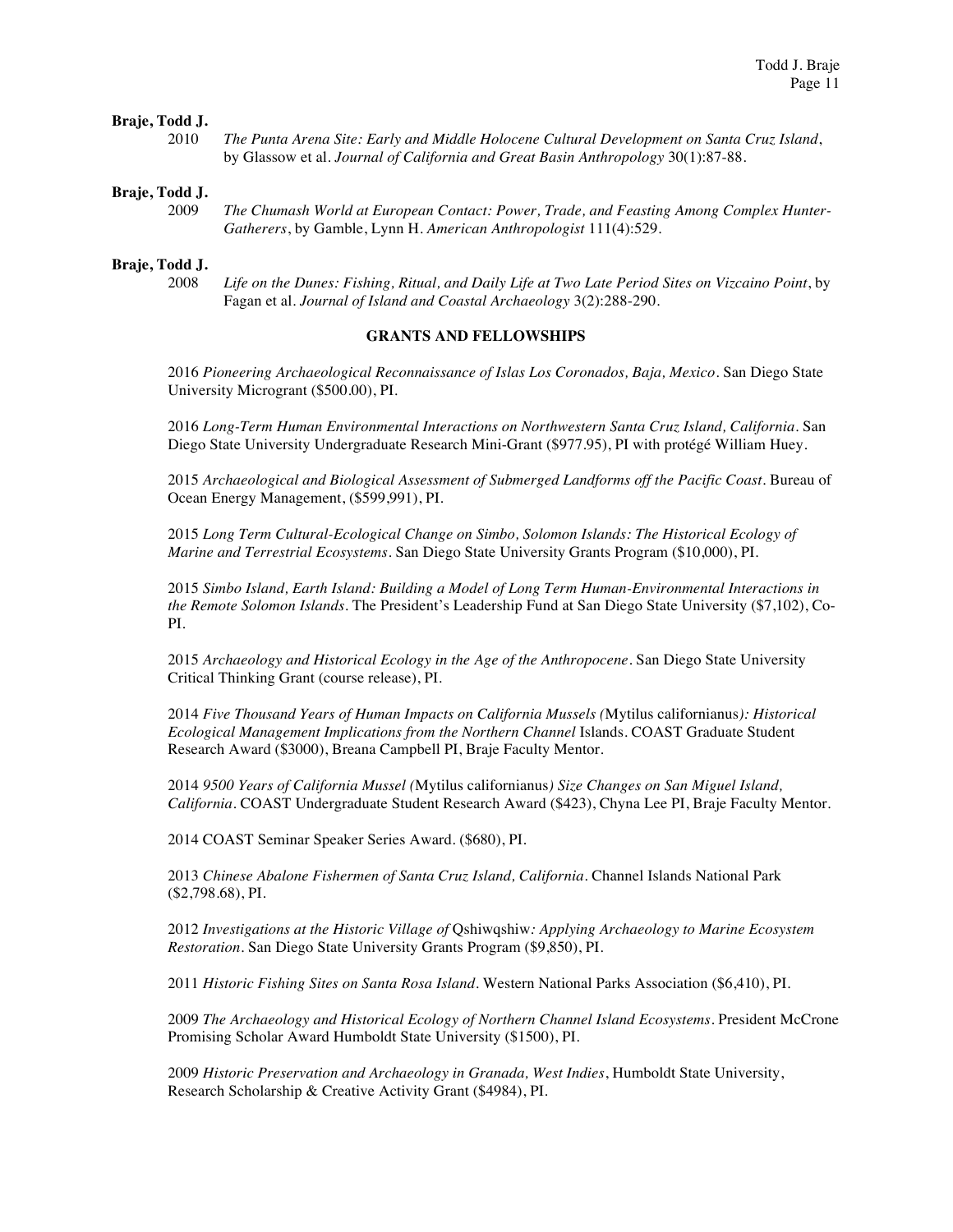**Braje, Todd J.**

2010 *The Punta Arena Site: Early and Middle Holocene Cultural Development on Santa Cruz Island*, by Glassow et al. *Journal of California and Great Basin Anthropology* 30(1):87-88.

**Braje, Todd J.**

2009 *The Chumash World at European Contact: Power, Trade, and Feasting Among Complex Hunter-Gatherers*, by Gamble, Lynn H. *American Anthropologist* 111(4):529.

**Braje, Todd J.**

2008 *Life on the Dunes: Fishing, Ritual, and Daily Life at Two Late Period Sites on Vizcaino Point*, by Fagan et al. *Journal of Island and Coastal Archaeology* 3(2):288-290.

## GRANTS AND FELLOWSHIPS

2016 *Pioneering Archaeological Reconnaissance of Islas Los Coronados, Baja, Mexico*. San Diego State University Microgrant ($500.00), PI.

2016 *Long-Term Human Environmental Interactions on Northwestern Santa Cruz Island, California*. San Diego State University Undergraduate Research Mini-Grant ($977.95), PI with protégé William Huey.

2015 *Archaeological and Biological Assessment of Submerged Landforms off the Pacific Coast*. Bureau of Ocean Energy Management, ($599,991), PI.

2015 *Long Term Cultural-Ecological Change on Simbo, Solomon Islands: The Historical Ecology of Marine and Terrestrial Ecosystems*. San Diego State University Grants Program ($10,000), PI.

2015 *Simbo Island, Earth Island: Building a Model of Long Term Human-Environmental Interactions in the Remote Solomon Islands*. The President's Leadership Fund at San Diego State University ($7,102), Co-PI.

2015 *Archaeology and Historical Ecology in the Age of the Anthropocene*. San Diego State University Critical Thinking Grant (course release), PI.

2014 *Five Thousand Years of Human Impacts on California Mussels (*Mytilus californianus*): Historical Ecological Management Implications from the Northern Channel* Islands. COAST Graduate Student Research Award ($3000), Breana Campbell PI, Braje Faculty Mentor.

2014 *9500 Years of California Mussel (*Mytilus californianus*) Size Changes on San Miguel Island, California*. COAST Undergraduate Student Research Award ($423), Chyna Lee PI, Braje Faculty Mentor.

2014 COAST Seminar Speaker Series Award. ($680), PI.

2013 *Chinese Abalone Fishermen of Santa Cruz Island, California*. Channel Islands National Park ($2,798.68), PI.

2012 *Investigations at the Historic Village of* Qshiwqshiw*: Applying Archaeology to Marine Ecosystem Restoration*. San Diego State University Grants Program ($9,850), PI.

2011 *Historic Fishing Sites on Santa Rosa Island*. Western National Parks Association ($6,410), PI.

2009 *The Archaeology and Historical Ecology of Northern Channel Island Ecosystems*. President McCrone Promising Scholar Award Humboldt State University ($1500), PI.

2009 *Historic Preservation and Archaeology in Granada, West Indies*, Humboldt State University, Research Scholarship & Creative Activity Grant ($4984), PI.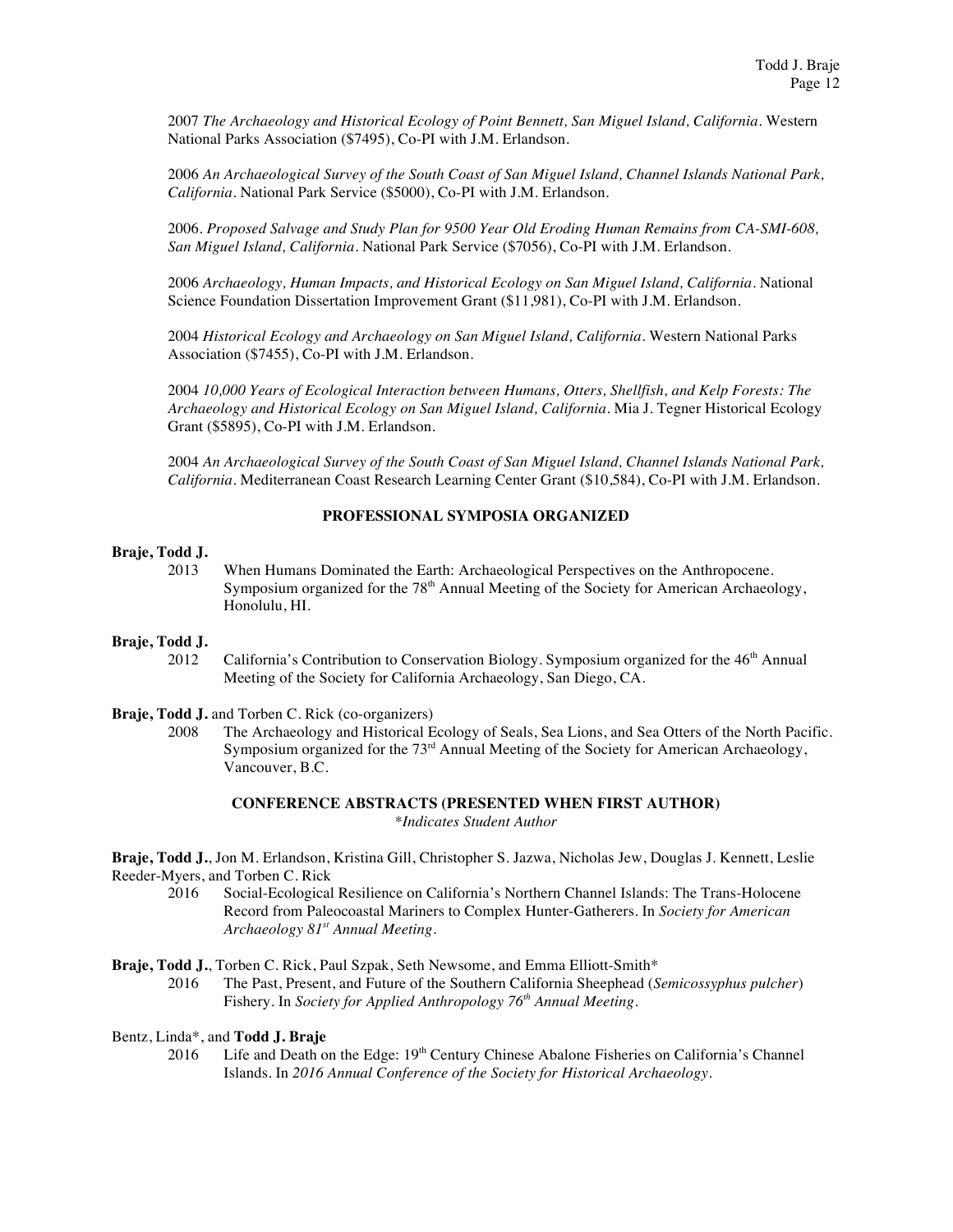2007 *The Archaeology and Historical Ecology of Point Bennett, San Miguel Island, California*. Western National Parks Association ($7495), Co-PI with J.M. Erlandson.

2006 *An Archaeological Survey of the South Coast of San Miguel Island, Channel Islands National Park, California*. National Park Service ($5000), Co-PI with J.M. Erlandson.

2006. *Proposed Salvage and Study Plan for 9500 Year Old Eroding Human Remains from CA-SMI-608, San Miguel Island, California*. National Park Service ($7056), Co-PI with J.M. Erlandson.

2006 *Archaeology, Human Impacts, and Historical Ecology on San Miguel Island, California*. National Science Foundation Dissertation Improvement Grant ($11,981), Co-PI with J.M. Erlandson.

2004 *Historical Ecology and Archaeology on San Miguel Island, California*. Western National Parks Association ($7455), Co-PI with J.M. Erlandson.

2004 *10,000 Years of Ecological Interaction between Humans, Otters, Shellfish, and Kelp Forests: The Archaeology and Historical Ecology on San Miguel Island, California*. Mia J. Tegner Historical Ecology Grant ($5895), Co-PI with J.M. Erlandson.

2004 *An Archaeological Survey of the South Coast of San Miguel Island, Channel Islands National Park, California*. Mediterranean Coast Research Learning Center Grant ($10,584), Co-PI with J.M. Erlandson.

## PROFESSIONAL SYMPOSIA ORGANIZED

**Braje, Todd J.**

2013 When Humans Dominated the Earth: Archaeological Perspectives on the Anthropocene. Symposium organized for the 78th Annual Meeting of the Society for American Archaeology, Honolulu, HI.

**Braje, Todd J.**

2012 California's Contribution to Conservation Biology. Symposium organized for the 46th Annual Meeting of the Society for California Archaeology, San Diego, CA.

**Braje, Todd J.** and Torben C. Rick (co-organizers)

2008 The Archaeology and Historical Ecology of Seals, Sea Lions, and Sea Otters of the North Pacific. Symposium organized for the 73rd Annual Meeting of the Society for American Archaeology, Vancouver, B.C.

## CONFERENCE ABSTRACTS (PRESENTED WHEN FIRST AUTHOR)

*\*Indicates Student Author*

**Braje, Todd J.**, Jon M. Erlandson, Kristina Gill, Christopher S. Jazwa, Nicholas Jew, Douglas J. Kennett, Leslie Reeder-Myers, and Torben C. Rick

2016 Social-Ecological Resilience on California's Northern Channel Islands: The Trans-Holocene Record from Paleocoastal Mariners to Complex Hunter-Gatherers. In *Society for American Archaeology 81st Annual Meeting*.

**Braje, Todd J.**, Torben C. Rick, Paul Szpak, Seth Newsome, and Emma Elliott-Smith*

2016 The Past, Present, and Future of the Southern California Sheephead (*Semicossyphus pulcher*) Fishery. In *Society for Applied Anthropology 76th Annual Meeting*.

Bentz, Linda*, and **Todd J. Braje**

2016 Life and Death on the Edge: 19th Century Chinese Abalone Fisheries on California's Channel Islands. In *2016 Annual Conference of the Society for Historical Archaeology*.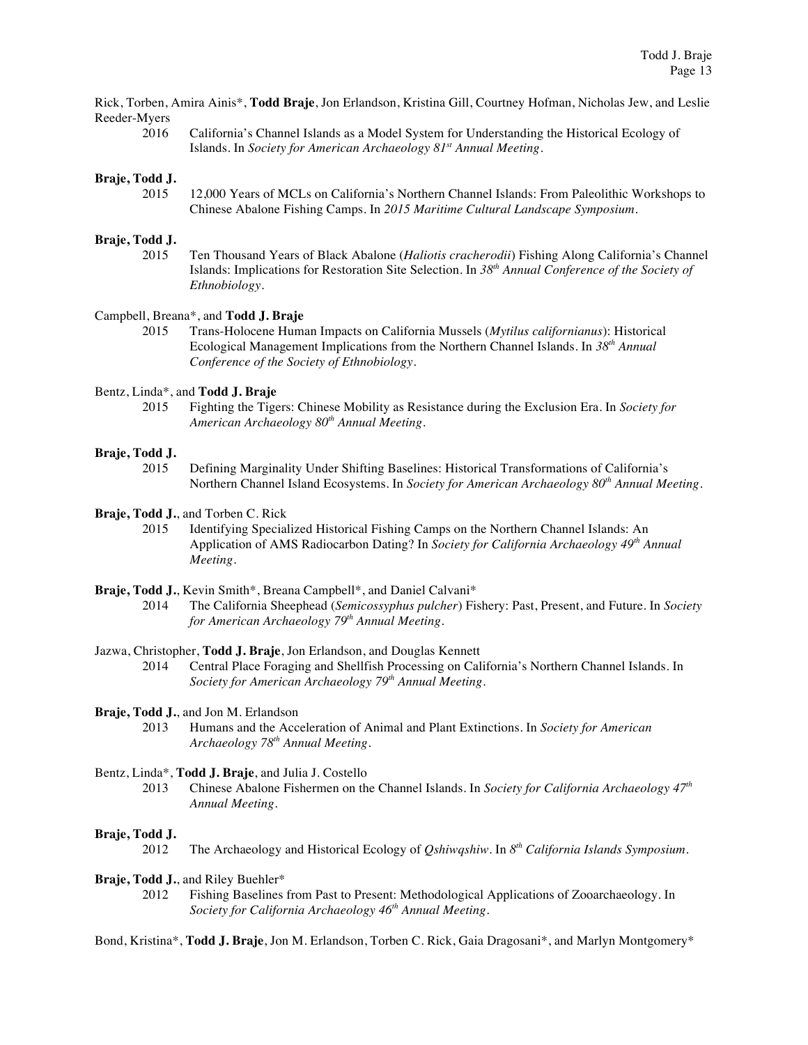Rick, Torben, Amira Ainis*, **Todd Braje**, Jon Erlandson, Kristina Gill, Courtney Hofman, Nicholas Jew, and Leslie Reeder-Myers

2016 California's Channel Islands as a Model System for Understanding the Historical Ecology of Islands. In *Society for American Archaeology 81st Annual Meeting*.

**Braje, Todd J.**

2015 12,000 Years of MCLs on California's Northern Channel Islands: From Paleolithic Workshops to Chinese Abalone Fishing Camps. In *2015 Maritime Cultural Landscape Symposium*.

**Braje, Todd J.**

2015 Ten Thousand Years of Black Abalone (*Haliotis cracherodii*) Fishing Along California's Channel Islands: Implications for Restoration Site Selection. In *38th Annual Conference of the Society of Ethnobiology*.

Campbell, Breana*, and **Todd J. Braje**

2015 Trans-Holocene Human Impacts on California Mussels (*Mytilus californianus*): Historical Ecological Management Implications from the Northern Channel Islands. In *38th Annual Conference of the Society of Ethnobiology*.

Bentz, Linda*, and **Todd J. Braje**

2015 Fighting the Tigers: Chinese Mobility as Resistance during the Exclusion Era. In *Society for American Archaeology 80th Annual Meeting*.

**Braje, Todd J.**

2015 Defining Marginality Under Shifting Baselines: Historical Transformations of California's Northern Channel Island Ecosystems. In *Society for American Archaeology 80th Annual Meeting*.

**Braje, Todd J.**, and Torben C. Rick

2015 Identifying Specialized Historical Fishing Camps on the Northern Channel Islands: An Application of AMS Radiocarbon Dating? In *Society for California Archaeology 49th Annual Meeting*.

**Braje, Todd J.**, Kevin Smith*, Breana Campbell*, and Daniel Calvani*

2014 The California Sheephead (*Semicossyphus pulcher*) Fishery: Past, Present, and Future. In *Society for American Archaeology 79th Annual Meeting*.

Jazwa, Christopher, **Todd J. Braje**, Jon Erlandson, and Douglas Kennett

2014 Central Place Foraging and Shellfish Processing on California's Northern Channel Islands. In *Society for American Archaeology 79th Annual Meeting*.

**Braje, Todd J.**, and Jon M. Erlandson

2013 Humans and the Acceleration of Animal and Plant Extinctions. In *Society for American Archaeology 78th Annual Meeting*.

Bentz, Linda*, **Todd J. Braje**, and Julia J. Costello

2013 Chinese Abalone Fishermen on the Channel Islands. In *Society for California Archaeology 47th Annual Meeting*.

**Braje, Todd J.**

2012 The Archaeology and Historical Ecology of *Qshiwqshiw*. In *8th California Islands Symposium*.

**Braje, Todd J.**, and Riley Buehler*

2012 Fishing Baselines from Past to Present: Methodological Applications of Zooarchaeology. In *Society for California Archaeology 46th Annual Meeting*.

Bond, Kristina*, **Todd J. Braje**, Jon M. Erlandson, Torben C. Rick, Gaia Dragosani*, and Marlyn Montgomery*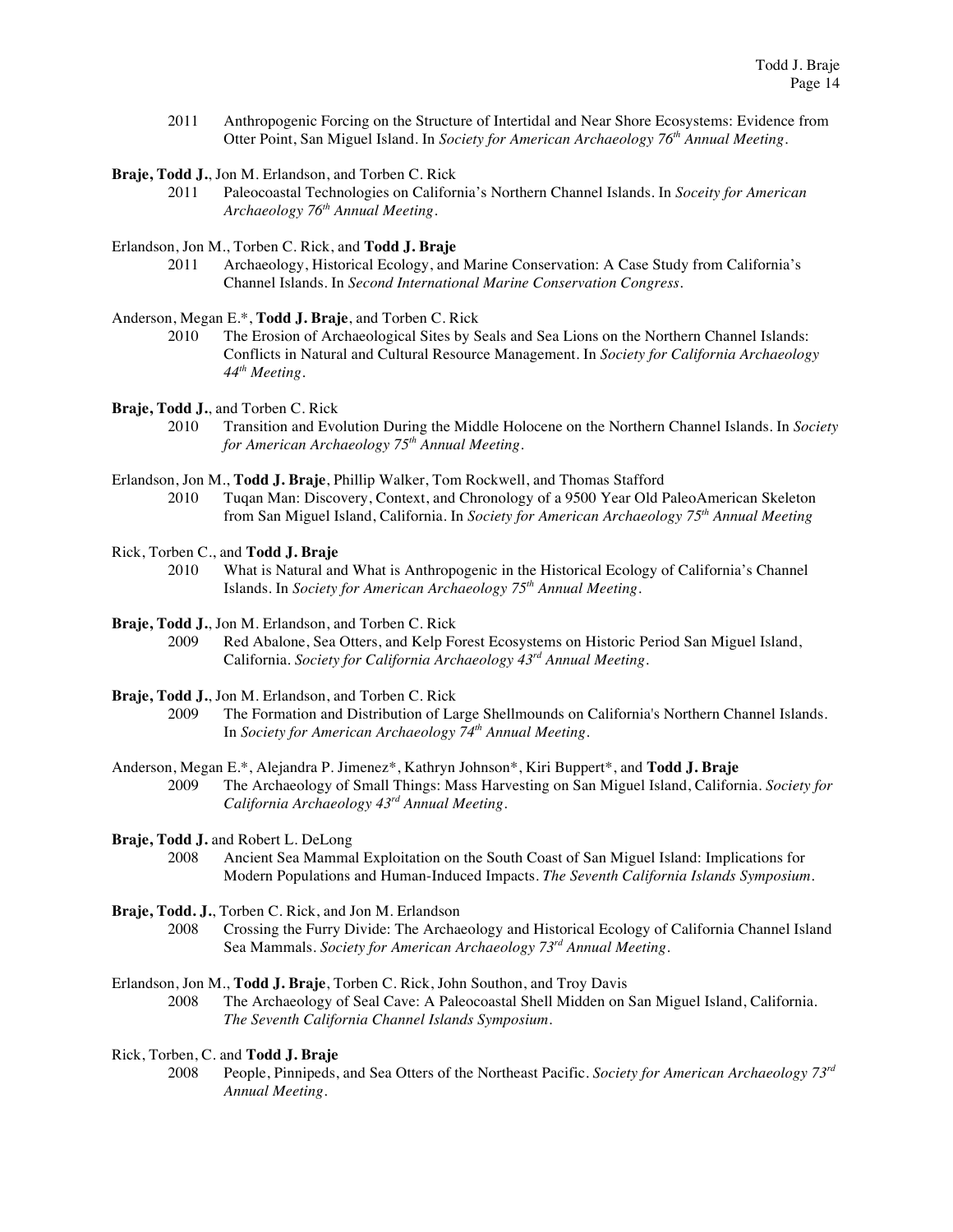2011 Anthropogenic Forcing on the Structure of Intertidal and Near Shore Ecosystems: Evidence from Otter Point, San Miguel Island. In *Society for American Archaeology 76th Annual Meeting*.

**Braje, Todd J.**, Jon M. Erlandson, and Torben C. Rick
2011 Paleocoastal Technologies on California's Northern Channel Islands. In *Soceity for American Archaeology 76th Annual Meeting*.

Erlandson, Jon M., Torben C. Rick, and **Todd J. Braje**
2011 Archaeology, Historical Ecology, and Marine Conservation: A Case Study from California's Channel Islands. In *Second International Marine Conservation Congress*.

Anderson, Megan E.*, **Todd J. Braje**, and Torben C. Rick
2010 The Erosion of Archaeological Sites by Seals and Sea Lions on the Northern Channel Islands: Conflicts in Natural and Cultural Resource Management. In *Society for California Archaeology 44th Meeting*.

**Braje, Todd J.**, and Torben C. Rick
2010 Transition and Evolution During the Middle Holocene on the Northern Channel Islands. In *Society for American Archaeology 75th Annual Meeting*.

Erlandson, Jon M., **Todd J. Braje**, Phillip Walker, Tom Rockwell, and Thomas Stafford
2010 Tuqan Man: Discovery, Context, and Chronology of a 9500 Year Old PaleoAmerican Skeleton from San Miguel Island, California. In *Society for American Archaeology 75th Annual Meeting*

Rick, Torben C., and **Todd J. Braje**
2010 What is Natural and What is Anthropogenic in the Historical Ecology of California's Channel Islands. In *Society for American Archaeology 75th Annual Meeting*.

**Braje, Todd J.**, Jon M. Erlandson, and Torben C. Rick
2009 Red Abalone, Sea Otters, and Kelp Forest Ecosystems on Historic Period San Miguel Island, California. *Society for California Archaeology 43rd Annual Meeting*.

**Braje, Todd J.**, Jon M. Erlandson, and Torben C. Rick
2009 The Formation and Distribution of Large Shellmounds on California's Northern Channel Islands. In *Society for American Archaeology 74th Annual Meeting*.

Anderson, Megan E.*, Alejandra P. Jimenez*, Kathryn Johnson*, Kiri Buppert*, and **Todd J. Braje**
2009 The Archaeology of Small Things: Mass Harvesting on San Miguel Island, California. *Society for California Archaeology 43rd Annual Meeting*.

**Braje, Todd J.** and Robert L. DeLong
2008 Ancient Sea Mammal Exploitation on the South Coast of San Miguel Island: Implications for Modern Populations and Human-Induced Impacts. *The Seventh California Islands Symposium*.

**Braje, Todd. J.**, Torben C. Rick, and Jon M. Erlandson
2008 Crossing the Furry Divide: The Archaeology and Historical Ecology of California Channel Island Sea Mammals. *Society for American Archaeology 73rd Annual Meeting*.

Erlandson, Jon M., **Todd J. Braje**, Torben C. Rick, John Southon, and Troy Davis
2008 The Archaeology of Seal Cave: A Paleocoastal Shell Midden on San Miguel Island, California. *The Seventh California Channel Islands Symposium*.

Rick, Torben, C. and **Todd J. Braje**
2008 People, Pinnipeds, and Sea Otters of the Northeast Pacific. *Society for American Archaeology 73rd Annual Meeting*.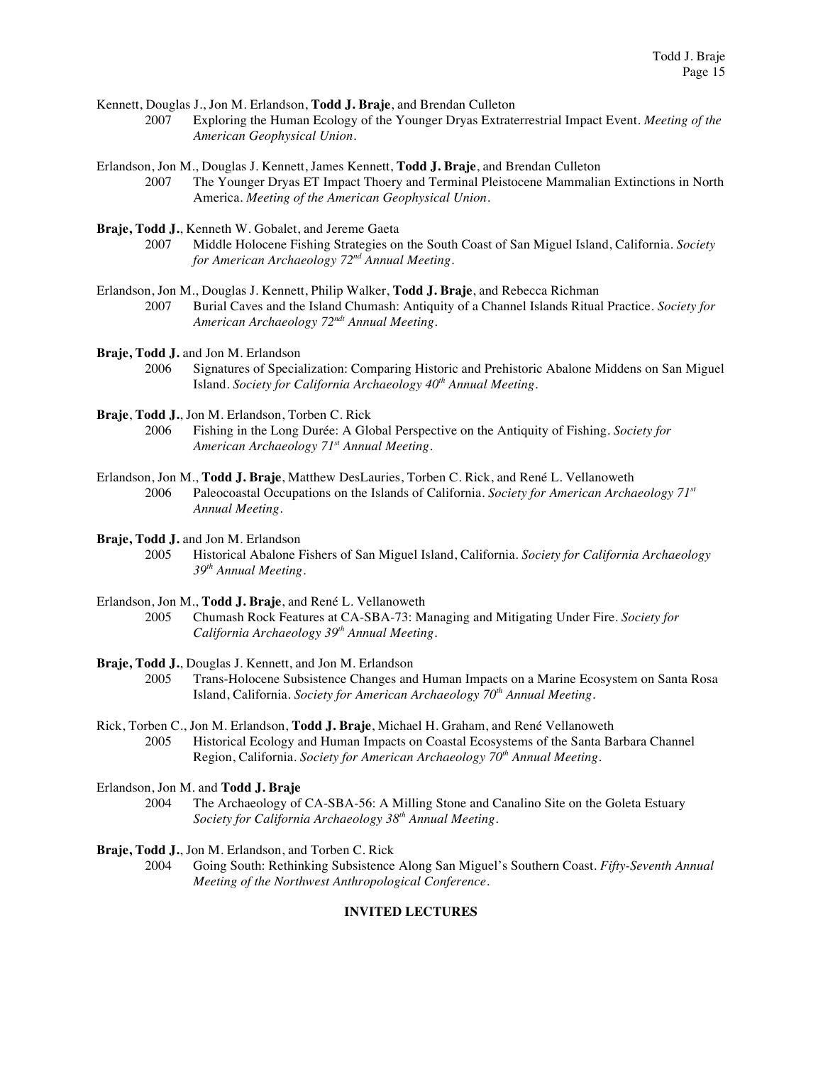Kennett, Douglas J., Jon M. Erlandson, **Todd J. Braje**, and Brendan Culleton
2007 Exploring the Human Ecology of the Younger Dryas Extraterrestrial Impact Event. *Meeting of the American Geophysical Union*.

Erlandson, Jon M., Douglas J. Kennett, James Kennett, **Todd J. Braje**, and Brendan Culleton
2007 The Younger Dryas ET Impact Thoery and Terminal Pleistocene Mammalian Extinctions in North America. *Meeting of the American Geophysical Union*.

**Braje, Todd J.**, Kenneth W. Gobalet, and Jereme Gaeta
2007 Middle Holocene Fishing Strategies on the South Coast of San Miguel Island, California. *Society for American Archaeology 72nd Annual Meeting*.

Erlandson, Jon M., Douglas J. Kennett, Philip Walker, **Todd J. Braje**, and Rebecca Richman
2007 Burial Caves and the Island Chumash: Antiquity of a Channel Islands Ritual Practice. *Society for American Archaeology 72ndt Annual Meeting*.

**Braje, Todd J.** and Jon M. Erlandson
2006 Signatures of Specialization: Comparing Historic and Prehistoric Abalone Middens on San Miguel Island. *Society for California Archaeology 40th Annual Meeting*.

**Braje**, **Todd J.**, Jon M. Erlandson, Torben C. Rick
2006 Fishing in the Long Durée: A Global Perspective on the Antiquity of Fishing. *Society for American Archaeology 71st Annual Meeting*.

Erlandson, Jon M., **Todd J. Braje**, Matthew DesLauries, Torben C. Rick, and René L. Vellanoweth
2006 Paleocoastal Occupations on the Islands of California. *Society for American Archaeology 71st Annual Meeting*.

**Braje, Todd J.** and Jon M. Erlandson
2005 Historical Abalone Fishers of San Miguel Island, California. *Society for California Archaeology 39th Annual Meeting*.

Erlandson, Jon M., **Todd J. Braje**, and René L. Vellanoweth
2005 Chumash Rock Features at CA-SBA-73: Managing and Mitigating Under Fire. *Society for California Archaeology 39th Annual Meeting*.

**Braje, Todd J.**, Douglas J. Kennett, and Jon M. Erlandson
2005 Trans-Holocene Subsistence Changes and Human Impacts on a Marine Ecosystem on Santa Rosa Island, California. *Society for American Archaeology 70th Annual Meeting*.

Rick, Torben C., Jon M. Erlandson, **Todd J. Braje**, Michael H. Graham, and René Vellanoweth
2005 Historical Ecology and Human Impacts on Coastal Ecosystems of the Santa Barbara Channel Region, California. *Society for American Archaeology 70th Annual Meeting*.

Erlandson, Jon M. and **Todd J. Braje**
2004 The Archaeology of CA-SBA-56: A Milling Stone and Canalino Site on the Goleta Estuary *Society for California Archaeology 38th Annual Meeting*.

**Braje, Todd J.**, Jon M. Erlandson, and Torben C. Rick
2004 Going South: Rethinking Subsistence Along San Miguel's Southern Coast. *Fifty-Seventh Annual Meeting of the Northwest Anthropological Conference*.

## INVITED LECTURES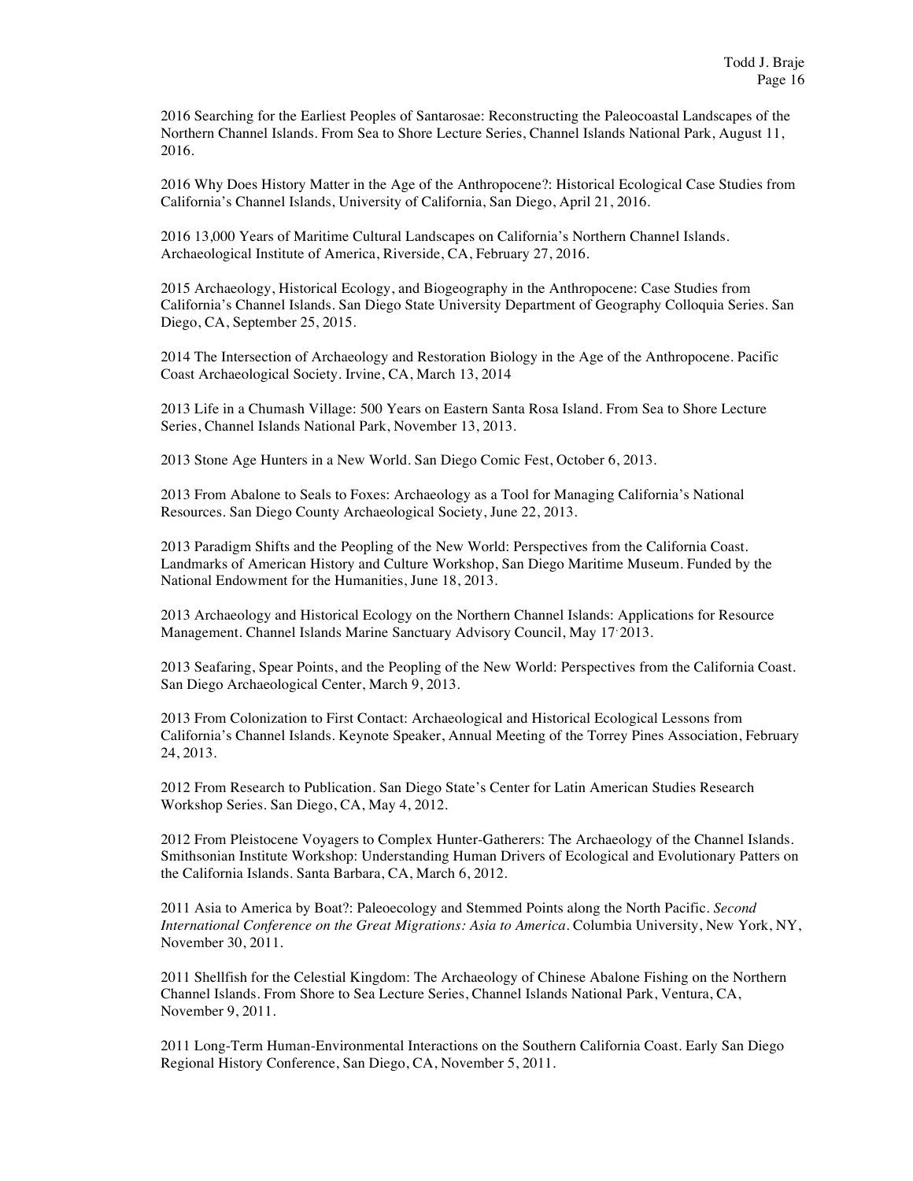2016 Searching for the Earliest Peoples of Santarosae: Reconstructing the Paleocoastal Landscapes of the Northern Channel Islands. From Sea to Shore Lecture Series, Channel Islands National Park, August 11, 2016.

2016 Why Does History Matter in the Age of the Anthropocene?: Historical Ecological Case Studies from California's Channel Islands, University of California, San Diego, April 21, 2016.

2016 13,000 Years of Maritime Cultural Landscapes on California's Northern Channel Islands. Archaeological Institute of America, Riverside, CA, February 27, 2016.

2015 Archaeology, Historical Ecology, and Biogeography in the Anthropocene: Case Studies from California's Channel Islands. San Diego State University Department of Geography Colloquia Series. San Diego, CA, September 25, 2015.

2014 The Intersection of Archaeology and Restoration Biology in the Age of the Anthropocene. Pacific Coast Archaeological Society. Irvine, CA, March 13, 2014

2013 Life in a Chumash Village: 500 Years on Eastern Santa Rosa Island. From Sea to Shore Lecture Series, Channel Islands National Park, November 13, 2013.

2013 Stone Age Hunters in a New World. San Diego Comic Fest, October 6, 2013.

2013 From Abalone to Seals to Foxes: Archaeology as a Tool for Managing California's National Resources. San Diego County Archaeological Society, June 22, 2013.

2013 Paradigm Shifts and the Peopling of the New World: Perspectives from the California Coast. Landmarks of American History and Culture Workshop, San Diego Maritime Museum. Funded by the National Endowment for the Humanities, June 18, 2013.

2013 Archaeology and Historical Ecology on the Northern Channel Islands: Applications for Resource Management. Channel Islands Marine Sanctuary Advisory Council, May 17, 2013.

2013 Seafaring, Spear Points, and the Peopling of the New World: Perspectives from the California Coast. San Diego Archaeological Center, March 9, 2013.

2013 From Colonization to First Contact: Archaeological and Historical Ecological Lessons from California's Channel Islands. Keynote Speaker, Annual Meeting of the Torrey Pines Association, February 24, 2013.

2012 From Research to Publication. San Diego State's Center for Latin American Studies Research Workshop Series. San Diego, CA, May 4, 2012.

2012 From Pleistocene Voyagers to Complex Hunter-Gatherers: The Archaeology of the Channel Islands. Smithsonian Institute Workshop: Understanding Human Drivers of Ecological and Evolutionary Patters on the California Islands. Santa Barbara, CA, March 6, 2012.

2011 Asia to America by Boat?: Paleoecology and Stemmed Points along the North Pacific. *Second International Conference on the Great Migrations: Asia to America*. Columbia University, New York, NY, November 30, 2011.

2011 Shellfish for the Celestial Kingdom: The Archaeology of Chinese Abalone Fishing on the Northern Channel Islands. From Shore to Sea Lecture Series, Channel Islands National Park, Ventura, CA, November 9, 2011.

2011 Long-Term Human-Environmental Interactions on the Southern California Coast. Early San Diego Regional History Conference, San Diego, CA, November 5, 2011.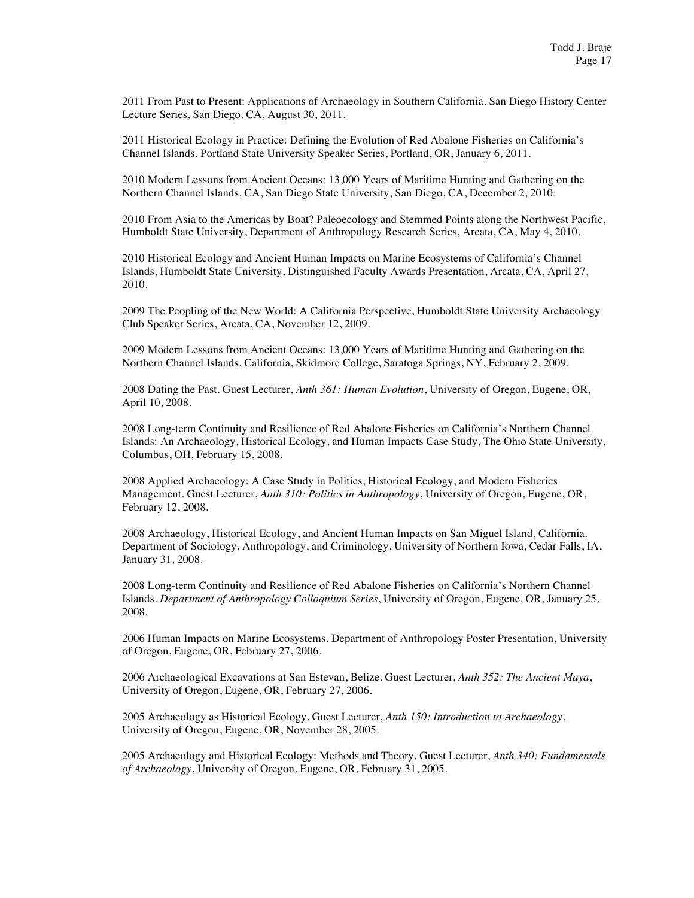2011 From Past to Present: Applications of Archaeology in Southern California. San Diego History Center Lecture Series, San Diego, CA, August 30, 2011.

2011 Historical Ecology in Practice: Defining the Evolution of Red Abalone Fisheries on California's Channel Islands. Portland State University Speaker Series, Portland, OR, January 6, 2011.

2010 Modern Lessons from Ancient Oceans: 13,000 Years of Maritime Hunting and Gathering on the Northern Channel Islands, CA, San Diego State University, San Diego, CA, December 2, 2010.

2010 From Asia to the Americas by Boat? Paleoecology and Stemmed Points along the Northwest Pacific, Humboldt State University, Department of Anthropology Research Series, Arcata, CA, May 4, 2010.

2010 Historical Ecology and Ancient Human Impacts on Marine Ecosystems of California's Channel Islands, Humboldt State University, Distinguished Faculty Awards Presentation, Arcata, CA, April 27, 2010.

2009 The Peopling of the New World: A California Perspective, Humboldt State University Archaeology Club Speaker Series, Arcata, CA, November 12, 2009.

2009 Modern Lessons from Ancient Oceans: 13,000 Years of Maritime Hunting and Gathering on the Northern Channel Islands, California, Skidmore College, Saratoga Springs, NY, February 2, 2009.

2008 Dating the Past. Guest Lecturer, *Anth 361: Human Evolution*, University of Oregon, Eugene, OR, April 10, 2008.

2008 Long-term Continuity and Resilience of Red Abalone Fisheries on California's Northern Channel Islands: An Archaeology, Historical Ecology, and Human Impacts Case Study, The Ohio State University, Columbus, OH, February 15, 2008.

2008 Applied Archaeology: A Case Study in Politics, Historical Ecology, and Modern Fisheries Management. Guest Lecturer, *Anth 310: Politics in Anthropology*, University of Oregon, Eugene, OR, February 12, 2008.

2008 Archaeology, Historical Ecology, and Ancient Human Impacts on San Miguel Island, California. Department of Sociology, Anthropology, and Criminology, University of Northern Iowa, Cedar Falls, IA, January 31, 2008.

2008 Long-term Continuity and Resilience of Red Abalone Fisheries on California's Northern Channel Islands. *Department of Anthropology Colloquium Series*, University of Oregon, Eugene, OR, January 25, 2008.

2006 Human Impacts on Marine Ecosystems. Department of Anthropology Poster Presentation, University of Oregon, Eugene, OR, February 27, 2006.

2006 Archaeological Excavations at San Estevan, Belize. Guest Lecturer, *Anth 352: The Ancient Maya*, University of Oregon, Eugene, OR, February 27, 2006.

2005 Archaeology as Historical Ecology. Guest Lecturer, *Anth 150: Introduction to Archaeology*, University of Oregon, Eugene, OR, November 28, 2005.

2005 Archaeology and Historical Ecology: Methods and Theory. Guest Lecturer, *Anth 340: Fundamentals of Archaeology*, University of Oregon, Eugene, OR, February 31, 2005.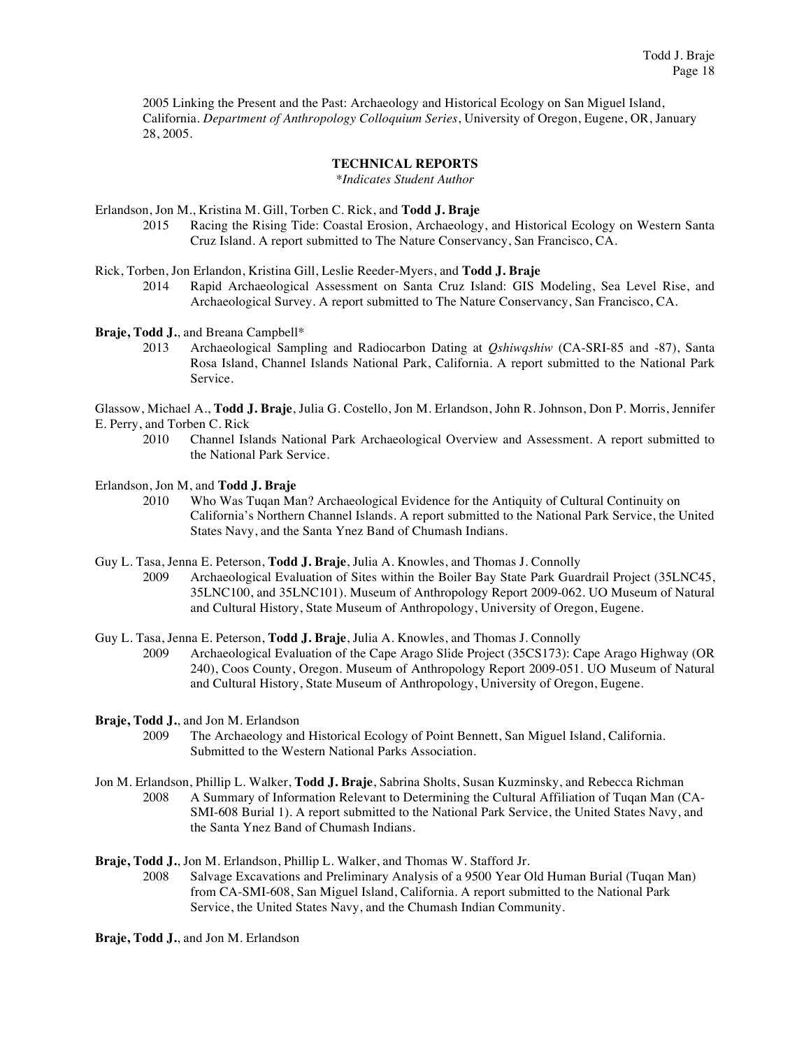2005 Linking the Present and the Past: Archaeology and Historical Ecology on San Miguel Island, California. *Department of Anthropology Colloquium Series*, University of Oregon, Eugene, OR, January 28, 2005.

## TECHNICAL REPORTS

*\*Indicates Student Author*

Erlandson, Jon M., Kristina M. Gill, Torben C. Rick, and **Todd J. Braje**
2015 Racing the Rising Tide: Coastal Erosion, Archaeology, and Historical Ecology on Western Santa Cruz Island. A report submitted to The Nature Conservancy, San Francisco, CA.

Rick, Torben, Jon Erlandon, Kristina Gill, Leslie Reeder-Myers, and **Todd J. Braje**
2014 Rapid Archaeological Assessment on Santa Cruz Island: GIS Modeling, Sea Level Rise, and Archaeological Survey. A report submitted to The Nature Conservancy, San Francisco, CA.

**Braje, Todd J.**, and Breana Campbell*
2013 Archaeological Sampling and Radiocarbon Dating at *Qshiwqshiw* (CA-SRI-85 and -87), Santa Rosa Island, Channel Islands National Park, California. A report submitted to the National Park Service.

Glassow, Michael A., **Todd J. Braje**, Julia G. Costello, Jon M. Erlandson, John R. Johnson, Don P. Morris, Jennifer E. Perry, and Torben C. Rick
2010 Channel Islands National Park Archaeological Overview and Assessment. A report submitted to the National Park Service.

Erlandson, Jon M, and **Todd J. Braje**
2010 Who Was Tuqan Man? Archaeological Evidence for the Antiquity of Cultural Continuity on California's Northern Channel Islands. A report submitted to the National Park Service, the United States Navy, and the Santa Ynez Band of Chumash Indians.

Guy L. Tasa, Jenna E. Peterson, **Todd J. Braje**, Julia A. Knowles, and Thomas J. Connolly
2009 Archaeological Evaluation of Sites within the Boiler Bay State Park Guardrail Project (35LNC45, 35LNC100, and 35LNC101). Museum of Anthropology Report 2009-062. UO Museum of Natural and Cultural History, State Museum of Anthropology, University of Oregon, Eugene.

Guy L. Tasa, Jenna E. Peterson, **Todd J. Braje**, Julia A. Knowles, and Thomas J. Connolly
2009 Archaeological Evaluation of the Cape Arago Slide Project (35CS173): Cape Arago Highway (OR 240), Coos County, Oregon. Museum of Anthropology Report 2009-051. UO Museum of Natural and Cultural History, State Museum of Anthropology, University of Oregon, Eugene.

**Braje, Todd J.**, and Jon M. Erlandson
2009 The Archaeology and Historical Ecology of Point Bennett, San Miguel Island, California. Submitted to the Western National Parks Association.

Jon M. Erlandson, Phillip L. Walker, **Todd J. Braje**, Sabrina Sholts, Susan Kuzminsky, and Rebecca Richman
2008 A Summary of Information Relevant to Determining the Cultural Affiliation of Tuqan Man (CA-SMI-608 Burial 1). A report submitted to the National Park Service, the United States Navy, and the Santa Ynez Band of Chumash Indians.

**Braje, Todd J.**, Jon M. Erlandson, Phillip L. Walker, and Thomas W. Stafford Jr.
2008 Salvage Excavations and Preliminary Analysis of a 9500 Year Old Human Burial (Tuqan Man) from CA-SMI-608, San Miguel Island, California. A report submitted to the National Park Service, the United States Navy, and the Chumash Indian Community.

**Braje, Todd J.**, and Jon M. Erlandson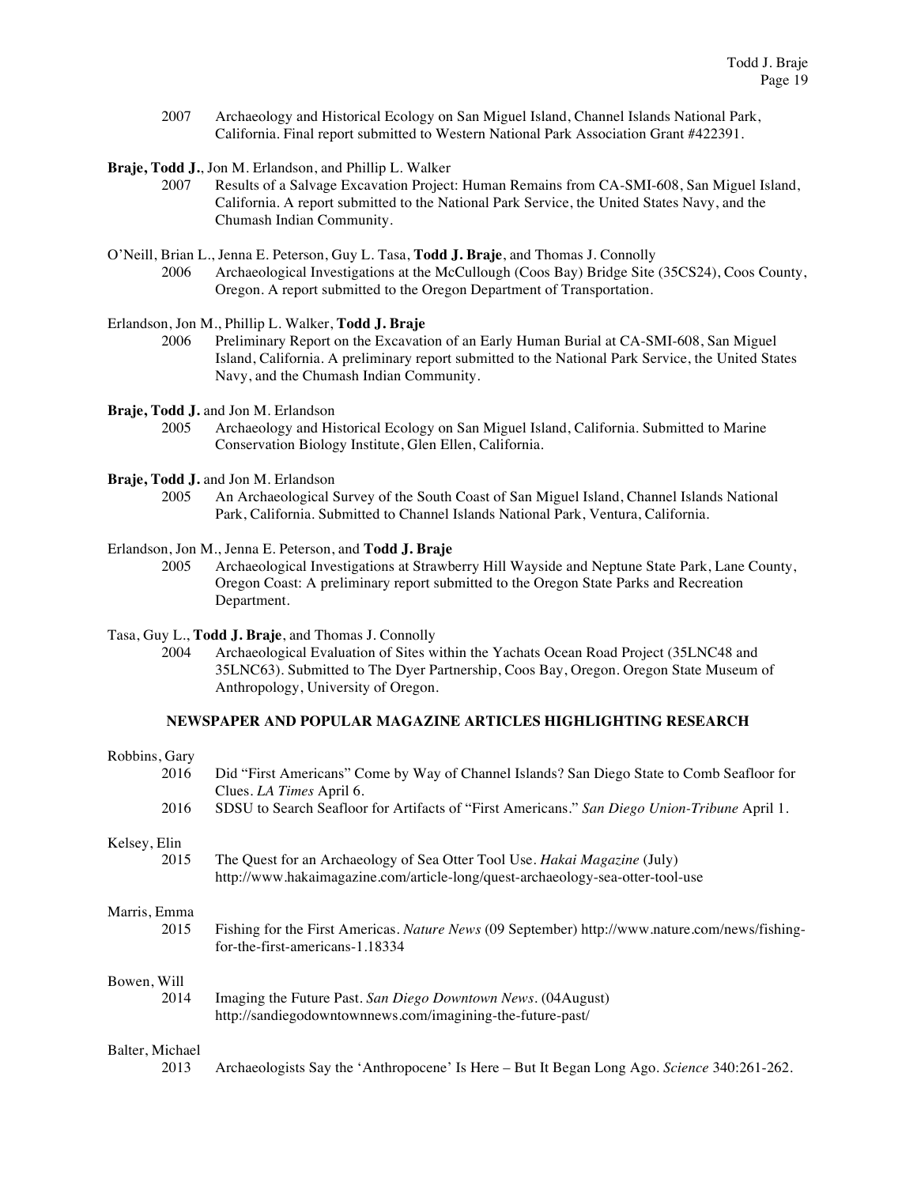2007 Archaeology and Historical Ecology on San Miguel Island, Channel Islands National Park, California. Final report submitted to Western National Park Association Grant #422391.

**Braje, Todd J.**, Jon M. Erlandson, and Phillip L. Walker
2007 Results of a Salvage Excavation Project: Human Remains from CA-SMI-608, San Miguel Island, California. A report submitted to the National Park Service, the United States Navy, and the Chumash Indian Community.

O'Neill, Brian L., Jenna E. Peterson, Guy L. Tasa, **Todd J. Braje**, and Thomas J. Connolly
2006 Archaeological Investigations at the McCullough (Coos Bay) Bridge Site (35CS24), Coos County, Oregon. A report submitted to the Oregon Department of Transportation.

Erlandson, Jon M., Phillip L. Walker, **Todd J. Braje**
2006 Preliminary Report on the Excavation of an Early Human Burial at CA-SMI-608, San Miguel Island, California. A preliminary report submitted to the National Park Service, the United States Navy, and the Chumash Indian Community.

**Braje, Todd J.** and Jon M. Erlandson
2005 Archaeology and Historical Ecology on San Miguel Island, California. Submitted to Marine Conservation Biology Institute, Glen Ellen, California.

**Braje, Todd J.** and Jon M. Erlandson
2005 An Archaeological Survey of the South Coast of San Miguel Island, Channel Islands National Park, California. Submitted to Channel Islands National Park, Ventura, California.

Erlandson, Jon M., Jenna E. Peterson, and **Todd J. Braje**
2005 Archaeological Investigations at Strawberry Hill Wayside and Neptune State Park, Lane County, Oregon Coast: A preliminary report submitted to the Oregon State Parks and Recreation Department.

Tasa, Guy L., **Todd J. Braje**, and Thomas J. Connolly
2004 Archaeological Evaluation of Sites within the Yachats Ocean Road Project (35LNC48 and 35LNC63). Submitted to The Dyer Partnership, Coos Bay, Oregon. Oregon State Museum of Anthropology, University of Oregon.

## NEWSPAPER AND POPULAR MAGAZINE ARTICLES HIGHLIGHTING RESEARCH

Robbins, Gary
2016 Did "First Americans" Come by Way of Channel Islands? San Diego State to Comb Seafloor for Clues. *LA Times* April 6.
2016 SDSU to Search Seafloor for Artifacts of "First Americans." *San Diego Union-Tribune* April 1.

Kelsey, Elin
2015 The Quest for an Archaeology of Sea Otter Tool Use. *Hakai Magazine* (July) http://www.hakaimagazine.com/article-long/quest-archaeology-sea-otter-tool-use

Marris, Emma
2015 Fishing for the First Americas. *Nature News* (09 September) http://www.nature.com/news/fishing-for-the-first-americans-1.18334

Bowen, Will
2014 Imaging the Future Past. *San Diego Downtown News*. (04August) http://sandiegodowntownnews.com/imagining-the-future-past/

Balter, Michael
2013 Archaeologists Say the 'Anthropocene' Is Here – But It Began Long Ago. *Science* 340:261-262.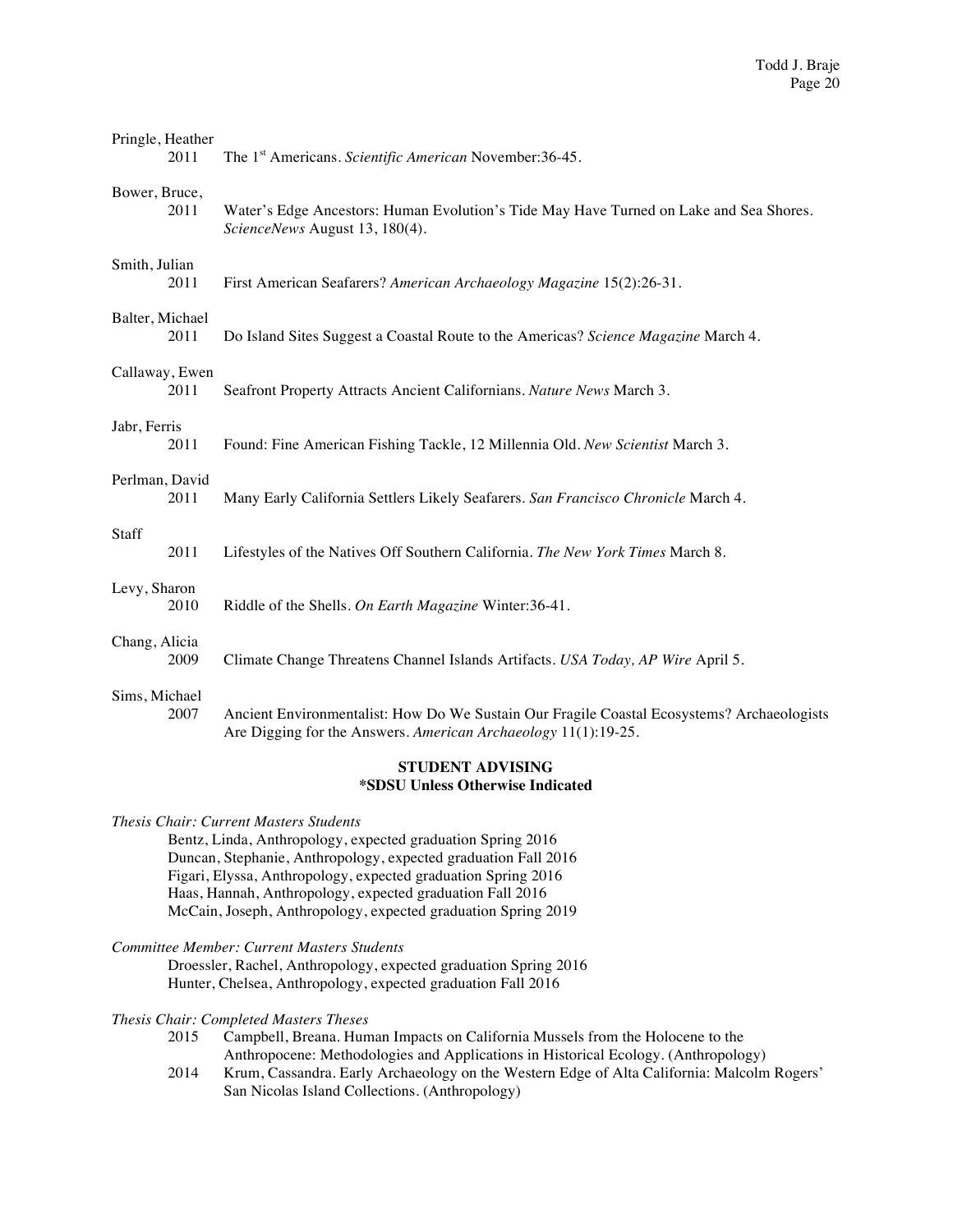Pringle, Heather
2011 The 1st Americans. *Scientific American* November:36-45.

Bower, Bruce,
2011 Water's Edge Ancestors: Human Evolution's Tide May Have Turned on Lake and Sea Shores. *ScienceNews* August 13, 180(4).

Smith, Julian
2011 First American Seafarers? *American Archaeology Magazine* 15(2):26-31.

Balter, Michael
2011 Do Island Sites Suggest a Coastal Route to the Americas? *Science Magazine* March 4.

Callaway, Ewen
2011 Seafront Property Attracts Ancient Californians. *Nature News* March 3.

Jabr, Ferris
2011 Found: Fine American Fishing Tackle, 12 Millennia Old. *New Scientist* March 3.

Perlman, David
2011 Many Early California Settlers Likely Seafarers. *San Francisco Chronicle* March 4.

Staff
2011 Lifestyles of the Natives Off Southern California. *The New York Times* March 8.

Levy, Sharon
2010 Riddle of the Shells. *On Earth Magazine* Winter:36-41.

Chang, Alicia
2009 Climate Change Threatens Channel Islands Artifacts. *USA Today, AP Wire* April 5.

Sims, Michael
2007 Ancient Environmentalist: How Do We Sustain Our Fragile Coastal Ecosystems? Archaeologists Are Digging for the Answers. *American Archaeology* 11(1):19-25.

## STUDENT ADVISING
**\*SDSU Unless Otherwise Indicated**

*Thesis Chair: Current Masters Students*

Bentz, Linda, Anthropology, expected graduation Spring 2016
Duncan, Stephanie, Anthropology, expected graduation Fall 2016
Figari, Elyssa, Anthropology, expected graduation Spring 2016
Haas, Hannah, Anthropology, expected graduation Fall 2016
McCain, Joseph, Anthropology, expected graduation Spring 2019

*Committee Member: Current Masters Students*

Droessler, Rachel, Anthropology, expected graduation Spring 2016
Hunter, Chelsea, Anthropology, expected graduation Fall 2016

*Thesis Chair: Completed Masters Theses*

2015 Campbell, Breana. Human Impacts on California Mussels from the Holocene to the Anthropocene: Methodologies and Applications in Historical Ecology. (Anthropology)

2014 Krum, Cassandra. Early Archaeology on the Western Edge of Alta California: Malcolm Rogers' San Nicolas Island Collections. (Anthropology)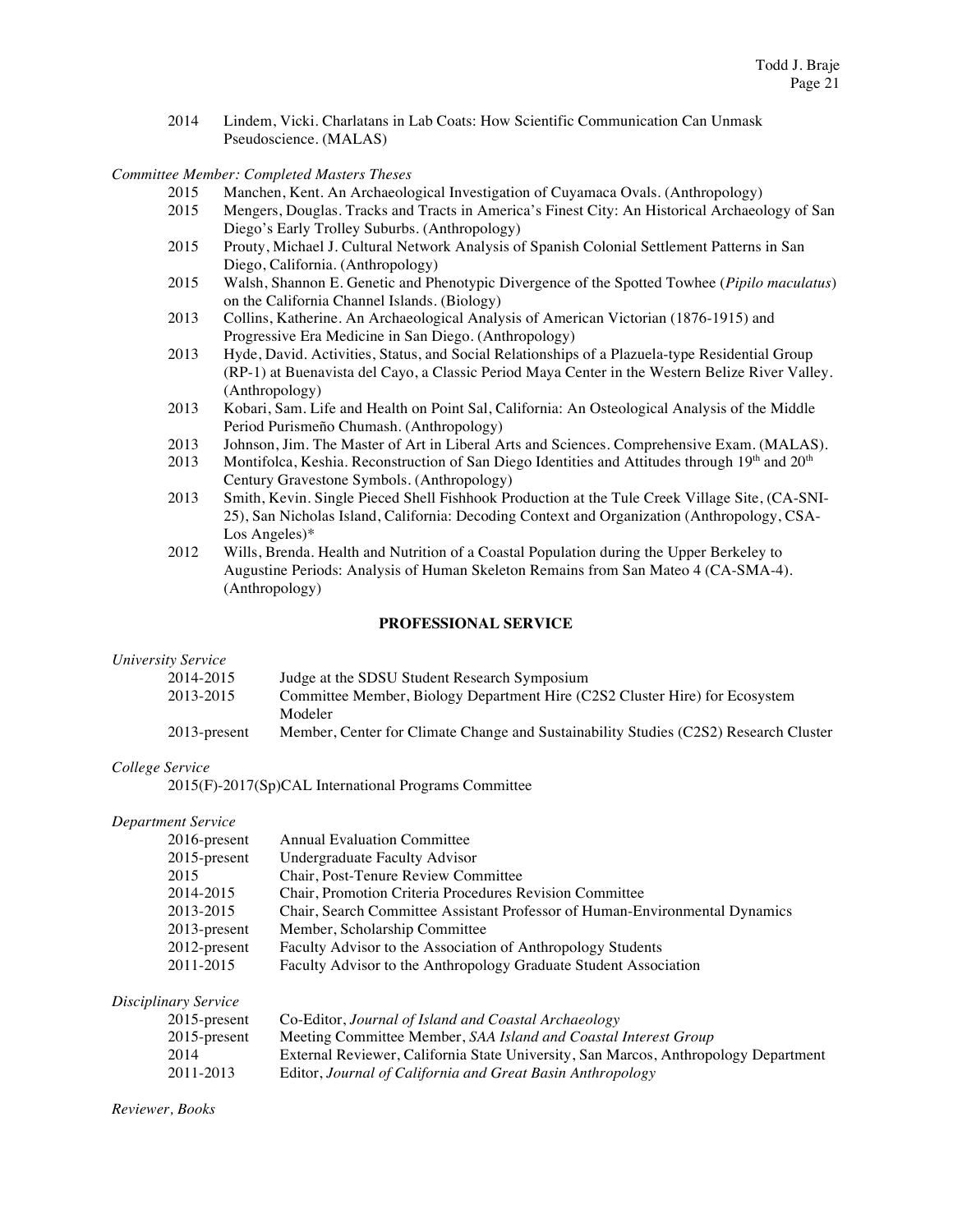2014 Lindem, Vicki. Charlatans in Lab Coats: How Scientific Communication Can Unmask Pseudoscience. (MALAS)

*Committee Member: Completed Masters Theses*

2015 Manchen, Kent. An Archaeological Investigation of Cuyamaca Ovals. (Anthropology)

2015 Mengers, Douglas. Tracks and Tracts in America's Finest City: An Historical Archaeology of San Diego's Early Trolley Suburbs. (Anthropology)

2015 Prouty, Michael J. Cultural Network Analysis of Spanish Colonial Settlement Patterns in San Diego, California. (Anthropology)

2015 Walsh, Shannon E. Genetic and Phenotypic Divergence of the Spotted Towhee (*Pipilo maculatus*) on the California Channel Islands. (Biology)

2013 Collins, Katherine. An Archaeological Analysis of American Victorian (1876-1915) and Progressive Era Medicine in San Diego. (Anthropology)

2013 Hyde, David. Activities, Status, and Social Relationships of a Plazuela-type Residential Group (RP-1) at Buenavista del Cayo, a Classic Period Maya Center in the Western Belize River Valley. (Anthropology)

2013 Kobari, Sam. Life and Health on Point Sal, California: An Osteological Analysis of the Middle Period Purismeño Chumash. (Anthropology)

2013 Johnson, Jim. The Master of Art in Liberal Arts and Sciences. Comprehensive Exam. (MALAS).

2013 Montifolca, Keshia. Reconstruction of San Diego Identities and Attitudes through 19th and 20th Century Gravestone Symbols. (Anthropology)

2013 Smith, Kevin. Single Pieced Shell Fishhook Production at the Tule Creek Village Site, (CA-SNI-25), San Nicholas Island, California: Decoding Context and Organization (Anthropology, CSA-Los Angeles)*

2012 Wills, Brenda. Health and Nutrition of a Coastal Population during the Upper Berkeley to Augustine Periods: Analysis of Human Skeleton Remains from San Mateo 4 (CA-SMA-4). (Anthropology)

## PROFESSIONAL SERVICE

*University Service*

2014-2015 Judge at the SDSU Student Research Symposium

2013-2015 Committee Member, Biology Department Hire (C2S2 Cluster Hire) for Ecosystem Modeler

2013-present Member, Center for Climate Change and Sustainability Studies (C2S2) Research Cluster

*College Service*

2015(F)-2017(Sp)CAL International Programs Committee

*Department Service*

2016-present Annual Evaluation Committee

2015-present Undergraduate Faculty Advisor

2015 Chair, Post-Tenure Review Committee

2014-2015 Chair, Promotion Criteria Procedures Revision Committee

2013-2015 Chair, Search Committee Assistant Professor of Human-Environmental Dynamics

2013-present Member, Scholarship Committee

2012-present Faculty Advisor to the Association of Anthropology Students

2011-2015 Faculty Advisor to the Anthropology Graduate Student Association

*Disciplinary Service*

2015-present Co-Editor, *Journal of Island and Coastal Archaeology*

2015-present Meeting Committee Member, *SAA Island and Coastal Interest Group*

2014 External Reviewer, California State University, San Marcos, Anthropology Department

2011-2013 Editor, *Journal of California and Great Basin Anthropology*

*Reviewer, Books*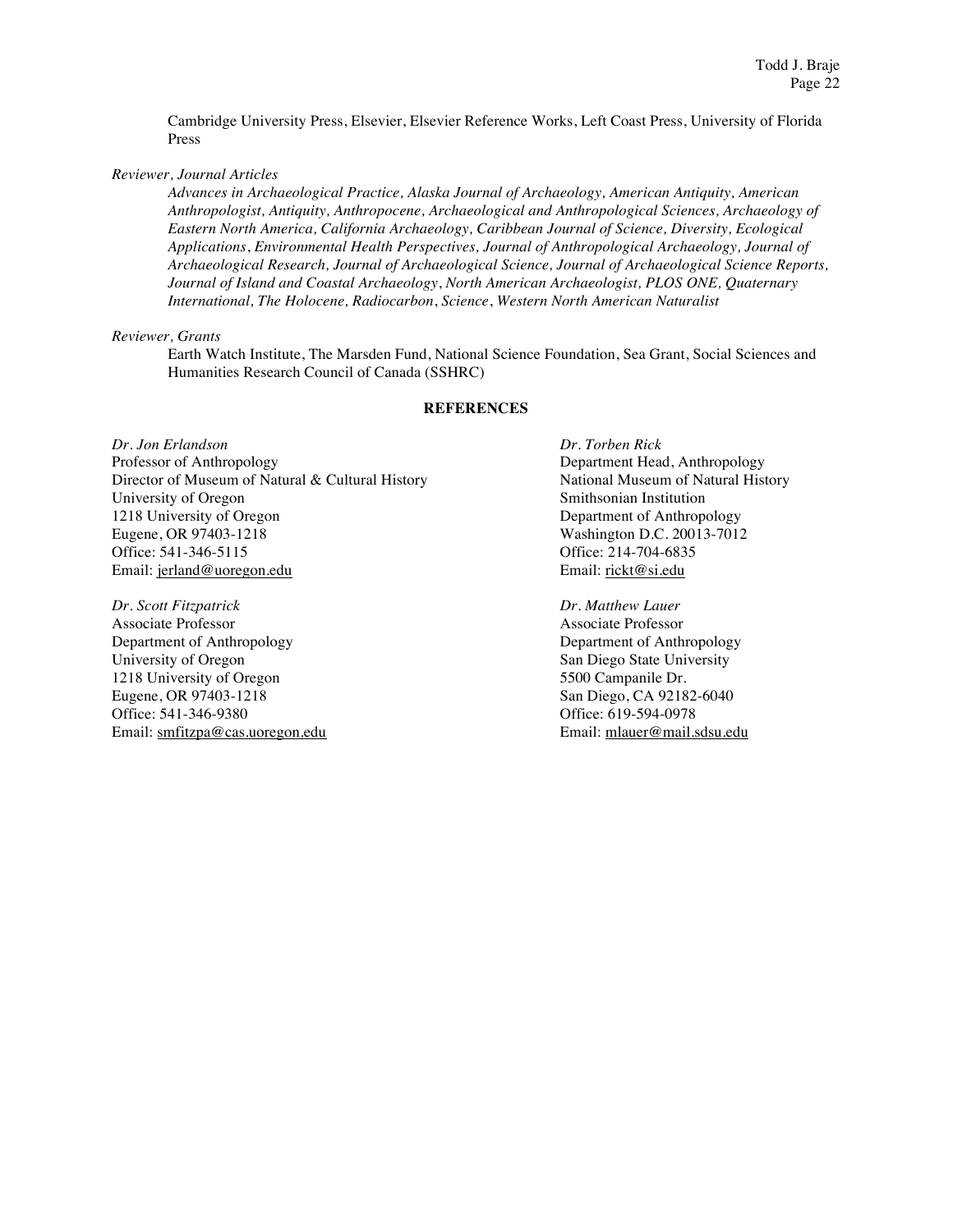Cambridge University Press, Elsevier, Elsevier Reference Works, Left Coast Press, University of Florida Press

*Reviewer, Journal Articles*

*Advances in Archaeological Practice, Alaska Journal of Archaeology, American Antiquity, American Anthropologist, Antiquity, Anthropocene, Archaeological and Anthropological Sciences, Archaeology of Eastern North America, California Archaeology, Caribbean Journal of Science, Diversity, Ecological Applications*, *Environmental Health Perspectives, Journal of Anthropological Archaeology, Journal of Archaeological Research, Journal of Archaeological Science, Journal of Archaeological Science Reports, Journal of Island and Coastal Archaeology*, *North American Archaeologist, PLOS ONE, Quaternary International, The Holocene, Radiocarbon*, *Science*, *Western North American Naturalist*

*Reviewer, Grants*

Earth Watch Institute, The Marsden Fund, National Science Foundation, Sea Grant, Social Sciences and Humanities Research Council of Canada (SSHRC)

## REFERENCES

*Dr. Jon Erlandson*
Professor of Anthropology
Director of Museum of Natural & Cultural History
University of Oregon
1218 University of Oregon
Eugene, OR 97403-1218
Office: 541-346-5115
Email: jerland@uoregon.edu

*Dr. Scott Fitzpatrick*
Associate Professor
Department of Anthropology
University of Oregon
1218 University of Oregon
Eugene, OR 97403-1218
Office: 541-346-9380
Email: smfitzpa@cas.uoregon.edu

*Dr. Torben Rick*
Department Head, Anthropology
National Museum of Natural History
Smithsonian Institution
Department of Anthropology
Washington D.C. 20013-7012
Office: 214-704-6835
Email: rickt@si.edu

*Dr. Matthew Lauer*
Associate Professor
Department of Anthropology
San Diego State University
5500 Campanile Dr.
San Diego, CA 92182-6040
Office: 619-594-0978
Email: mlauer@mail.sdsu.edu